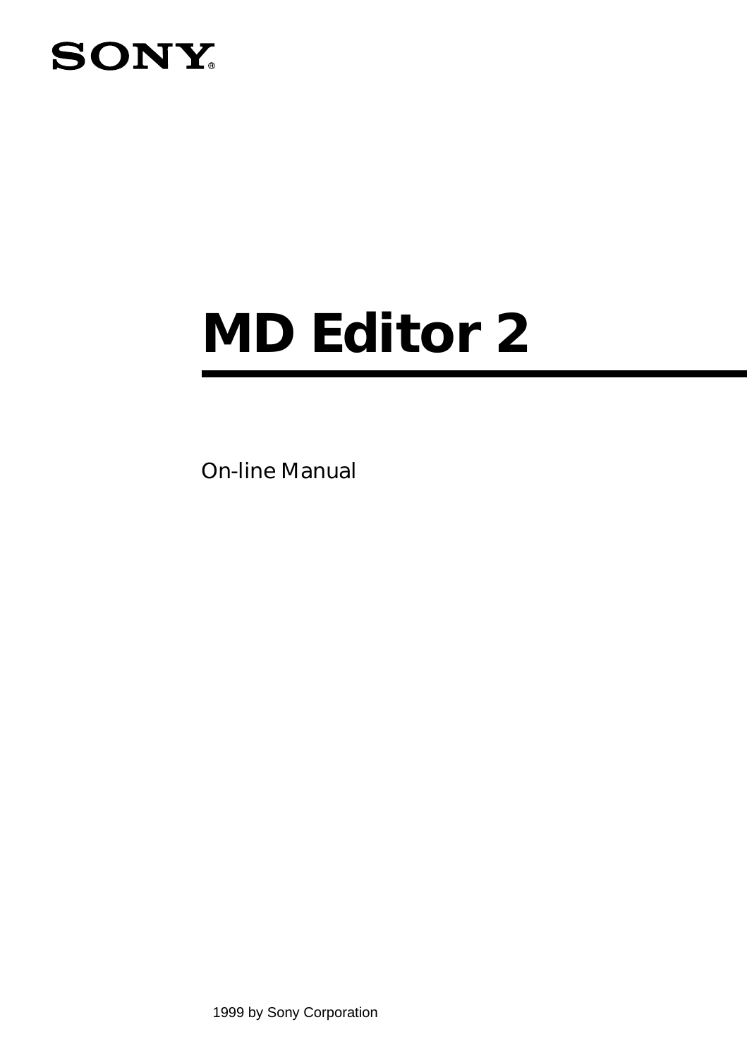SONY®

# MD Editor 2

On-line Manual

1999 by Sony Corporation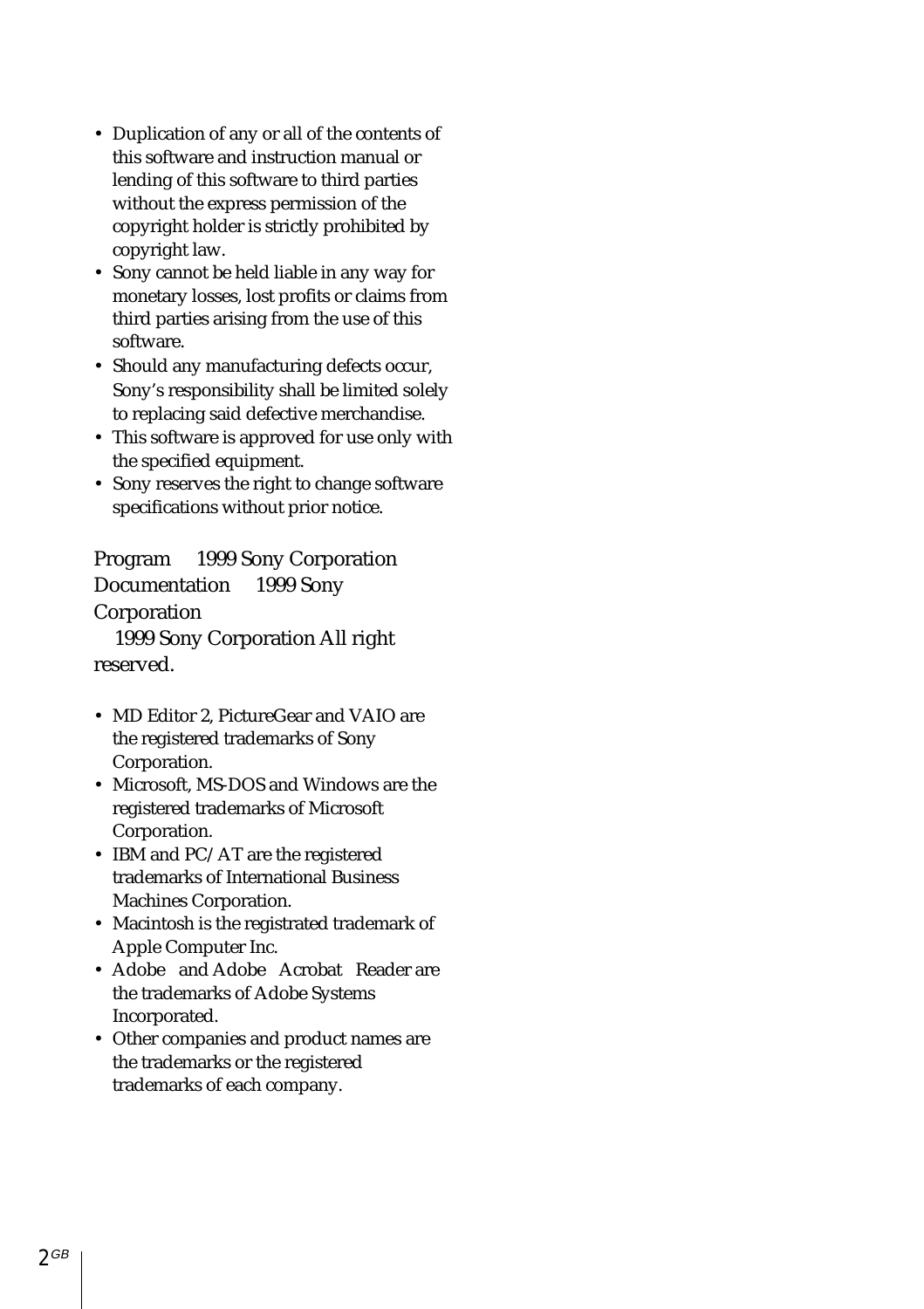- Duplication of any or all of the contents of this software and instruction manual or lending of this software to third parties without the express permission of the copyright holder is strictly prohibited by copyright law.
- Sony cannot be held liable in any way for monetary losses, lost profits or claims from third parties arising from the use of this software.
- Should any manufacturing defects occur, Sony's responsibility shall be limited solely to replacing said defective merchandise.
- This software is approved for use only with the specified equipment.
- Sony reserves the right to change software specifications without prior notice.

Program    1999 Sony Corporation
Documentation    1999 Sony Corporation
  1999 Sony Corporation All right reserved.

- MD Editor 2, PictureGear and VAIO are the registered trademarks of Sony Corporation.
- Microsoft, MS-DOS and Windows are the registered trademarks of Microsoft Corporation.
- IBM and PC/AT are the registered trademarks of International Business Machines Corporation.
- Macintosh is the registrated trademark of Apple Computer Inc.
- Adobe  and Adobe  Acrobat  Reader are the trademarks of Adobe Systems Incorporated.
- Other companies and product names are the trademarks or the registered trademarks of each company.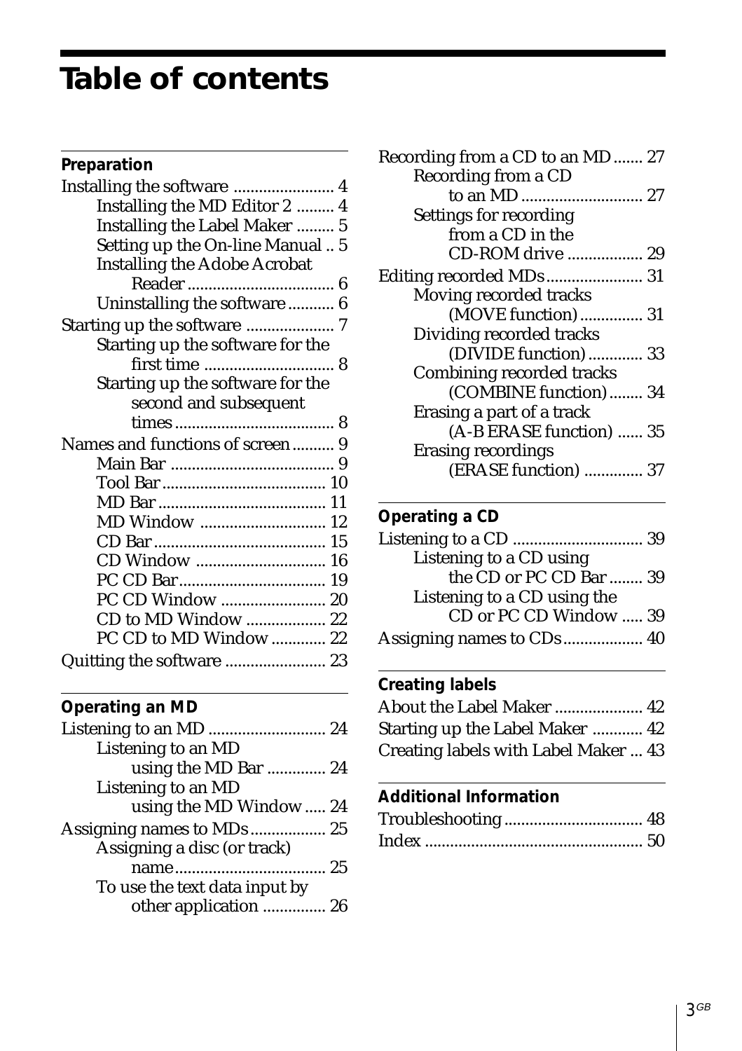# Table of contents

## Preparation

Installing the software ........................ 4
- Installing the MD Editor 2 ......... 4
- Installing the Label Maker ......... 5
- Setting up the On-line Manual .. 5
- Installing the Adobe Acrobat Reader ................................... 6
- Uninstalling the software ........... 6

Starting up the software ..................... 7
- Starting up the software for the first time ............................... 8
- Starting up the software for the second and subsequent times ...................................... 8

Names and functions of screen .......... 9
- Main Bar ....................................... 9
- Tool Bar ....................................... 10
- MD Bar ........................................ 11
- MD Window .............................. 12
- CD Bar ......................................... 15
- CD Window ............................... 16
- PC CD Bar ................................... 19
- PC CD Window ......................... 20
- CD to MD Window ................... 22
- PC CD to MD Window ............. 22

Quitting the software ........................ 23

## Operating an MD

Listening to an MD ............................ 24
- Listening to an MD using the MD Bar .............. 24
- Listening to an MD using the MD Window ..... 24

Assigning names to MDs .................. 25
- Assigning a disc (or track) name .................................... 25
- To use the text data input by other application ............... 26

Recording from a CD to an MD ....... 27
- Recording from a CD to an MD ............................. 27
- Settings for recording from a CD in the CD-ROM drive .................. 29

Editing recorded MDs ....................... 31
- Moving recorded tracks (MOVE function) ............... 31
- Dividing recorded tracks (DIVIDE function) ............. 33
- Combining recorded tracks (COMBINE function) ........ 34
- Erasing a part of a track (A-B ERASE function) ...... 35
- Erasing recordings (ERASE function) .............. 37

## Operating a CD

Listening to a CD ............................... 39
- Listening to a CD using the CD or PC CD Bar ........ 39
- Listening to a CD using the CD or PC CD Window ..... 39

Assigning names to CDs ................... 40

## Creating labels

About the Label Maker ..................... 42
Starting up the Label Maker ............ 42
Creating labels with Label Maker ... 43

## Additional Information

Troubleshooting ................................. 48
Index .................................................... 50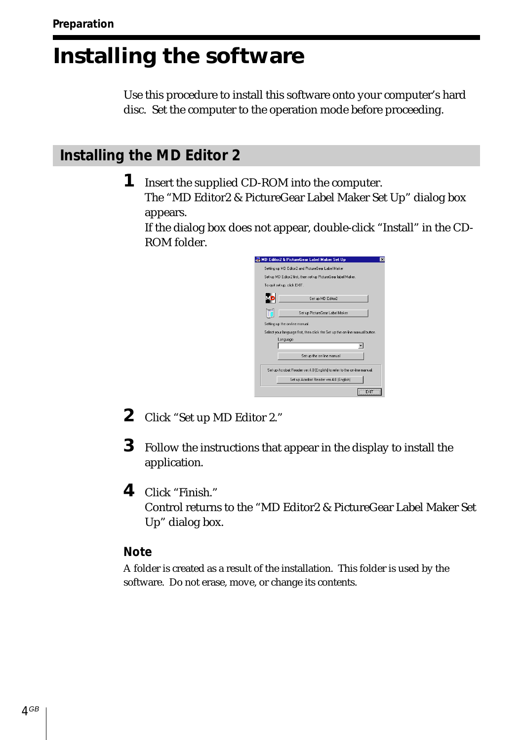# Installing the software

Use this procedure to install this software onto your computer's hard disc. Set the computer to the operation mode before proceeding.

## Installing the MD Editor 2

1. Insert the supplied CD-ROM into the computer.
   The "MD Editor2 & PictureGear Label Maker Set Up" dialog box appears.
   If the dialog box does not appear, double-click "Install" in the CD-ROM folder.

2. Click "Set up MD Editor 2."

3. Follow the instructions that appear in the display to install the application.

4. Click "Finish."
   Control returns to the "MD Editor2 & PictureGear Label Maker Set Up" dialog box.

### Note

A folder is created as a result of the installation. This folder is used by the software. Do not erase, move, or change its contents.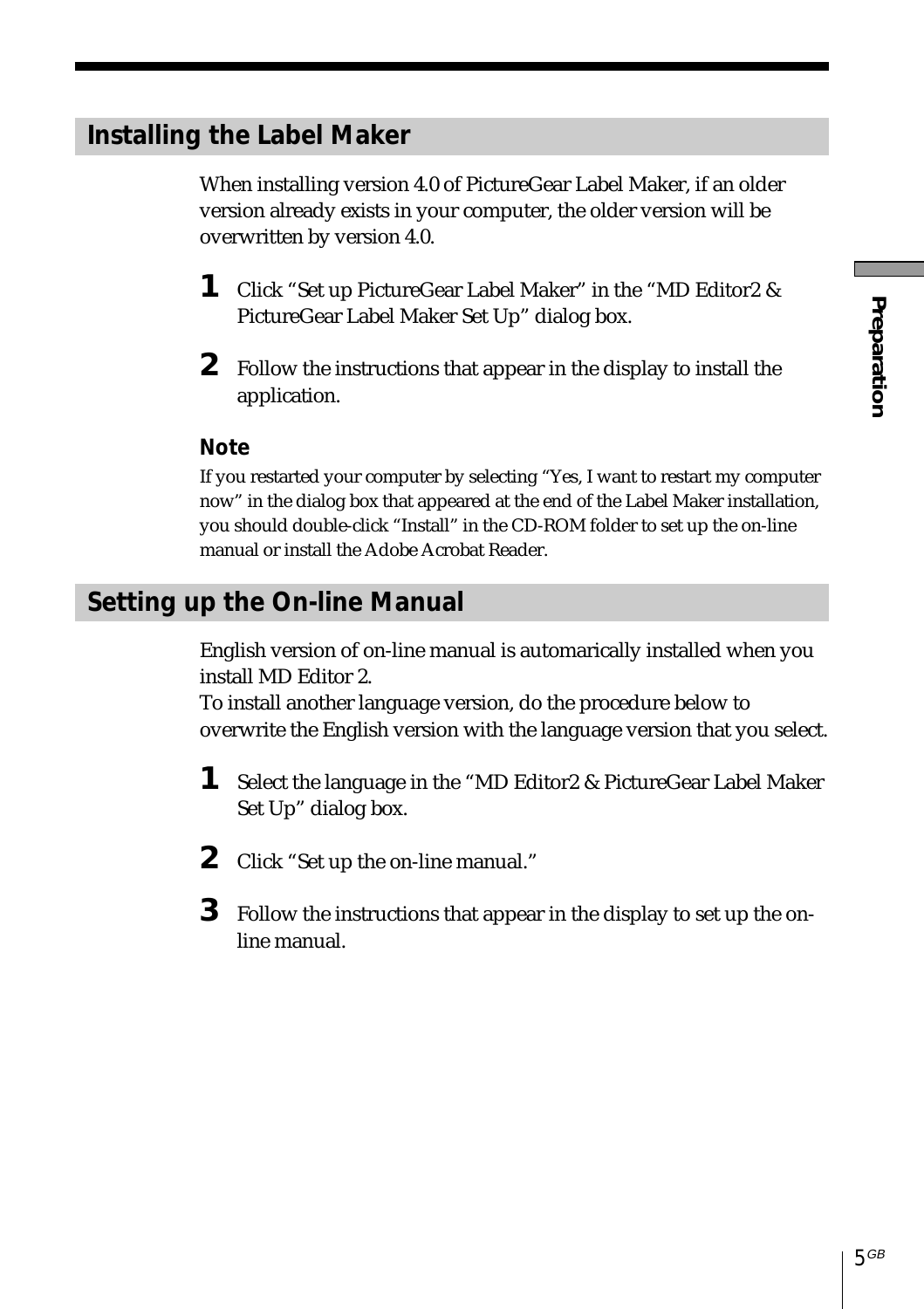## Installing the Label Maker

When installing version 4.0 of PictureGear Label Maker, if an older version already exists in your computer, the older version will be overwritten by version 4.0.

1. Click "Set up PictureGear Label Maker" in the "MD Editor2 & PictureGear Label Maker Set Up" dialog box.
2. Follow the instructions that appear in the display to install the application.

**Note**

If you restarted your computer by selecting "Yes, I want to restart my computer now" in the dialog box that appeared at the end of the Label Maker installation, you should double-click "Install" in the CD-ROM folder to set up the on-line manual or install the Adobe Acrobat Reader.

## Setting up the On-line Manual

English version of on-line manual is automarically installed when you install MD Editor 2.
To install another language version, do the procedure below to overwrite the English version with the language version that you select.

1. Select the language in the "MD Editor2 & PictureGear Label Maker Set Up" dialog box.
2. Click "Set up the on-line manual."
3. Follow the instructions that appear in the display to set up the on-line manual.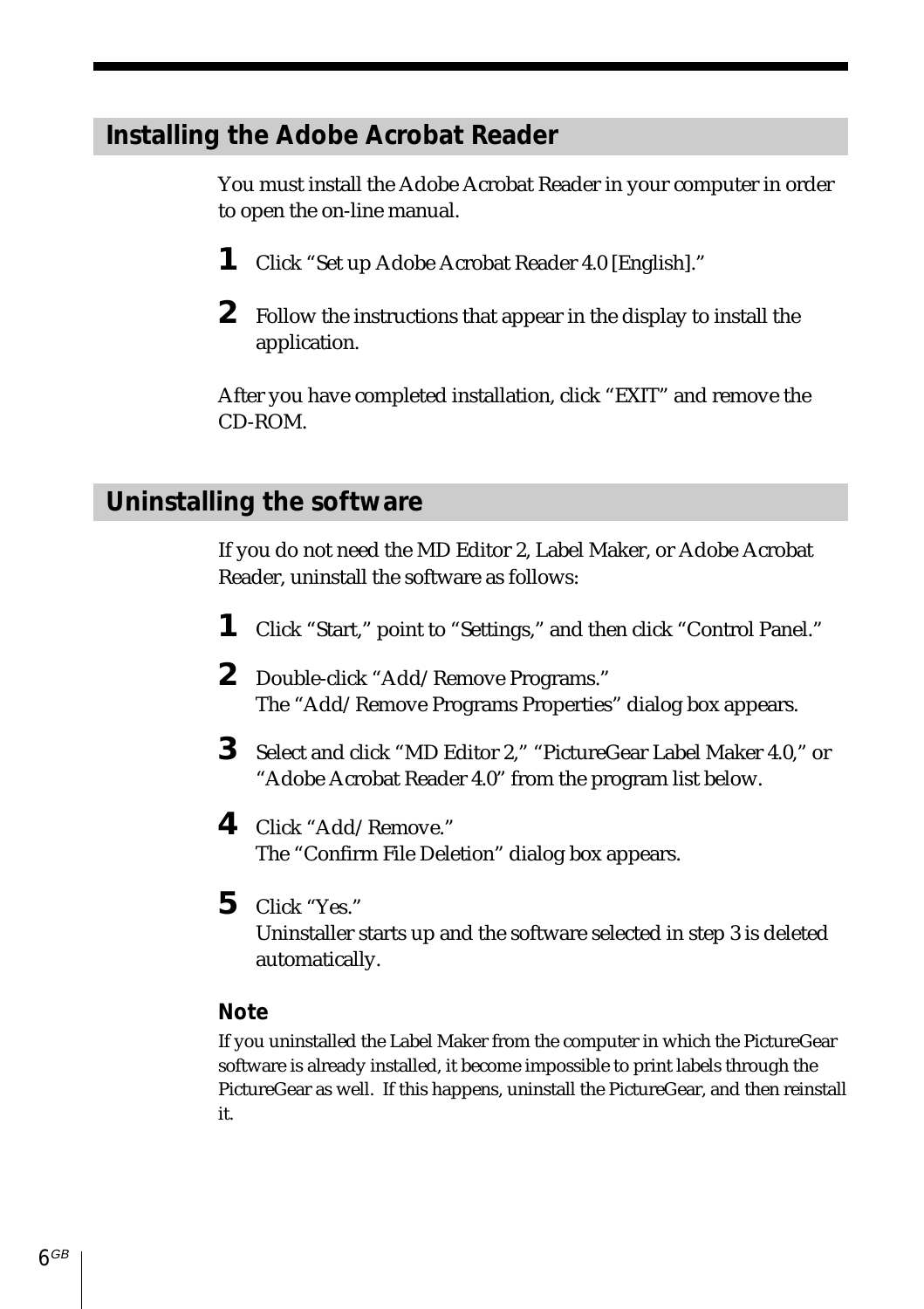## Installing the Adobe Acrobat Reader

You must install the Adobe Acrobat Reader in your computer in order to open the on-line manual.

1. Click "Set up Adobe Acrobat Reader 4.0 [English]."
2. Follow the instructions that appear in the display to install the application.

After you have completed installation, click "EXIT" and remove the CD-ROM.

## Uninstalling the software

If you do not need the MD Editor 2, Label Maker, or Adobe Acrobat Reader, uninstall the software as follows:

1. Click "Start," point to "Settings," and then click "Control Panel."
2. Double-click "Add/Remove Programs."
   The "Add/Remove Programs Properties" dialog box appears.
3. Select and click "MD Editor 2," "PictureGear Label Maker 4.0," or "Adobe Acrobat Reader 4.0" from the program list below.
4. Click "Add/Remove."
   The "Confirm File Deletion" dialog box appears.
5. Click "Yes."
   Uninstaller starts up and the software selected in step 3 is deleted automatically.

**Note**

If you uninstalled the Label Maker from the computer in which the PictureGear software is already installed, it become impossible to print labels through the PictureGear as well. If this happens, uninstall the PictureGear, and then reinstall it.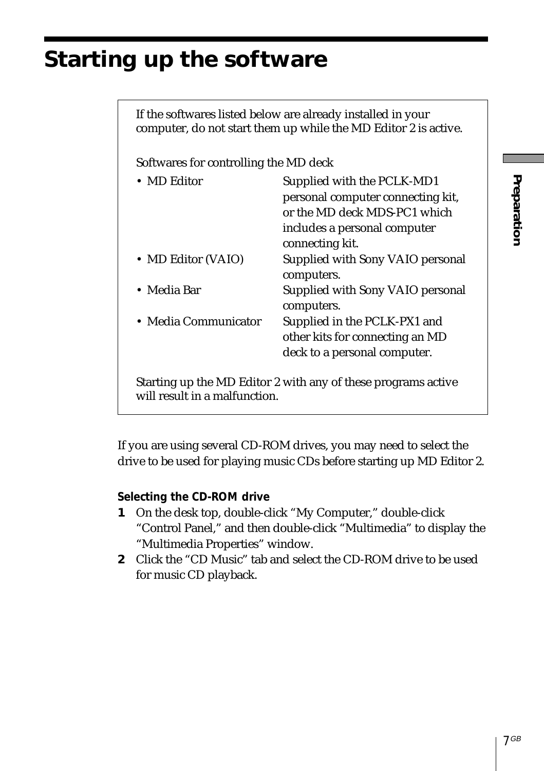# Starting up the software

If the softwares listed below are already installed in your computer, do not start them up while the MD Editor 2 is active.

Softwares for controlling the MD deck

| | |
|---|---|
| • MD Editor | Supplied with the PCLK-MD1 personal computer connecting kit, or the MD deck MDS-PC1 which includes a personal computer connecting kit. |
| • MD Editor (VAIO) | Supplied with Sony VAIO personal computers. |
| • Media Bar | Supplied with Sony VAIO personal computers. |
| • Media Communicator | Supplied in the PCLK-PX1 and other kits for connecting an MD deck to a personal computer. |

Starting up the MD Editor 2 with any of these programs active will result in a malfunction.

If you are using several CD-ROM drives, you may need to select the drive to be used for playing music CDs before starting up MD Editor 2.

**Selecting the CD-ROM drive**

1. On the desk top, double-click “My Computer,” double-click “Control Panel,” and then double-click “Multimedia” to display the “Multimedia Properties” window.
2. Click the “CD Music” tab and select the CD-ROM drive to be used for music CD playback.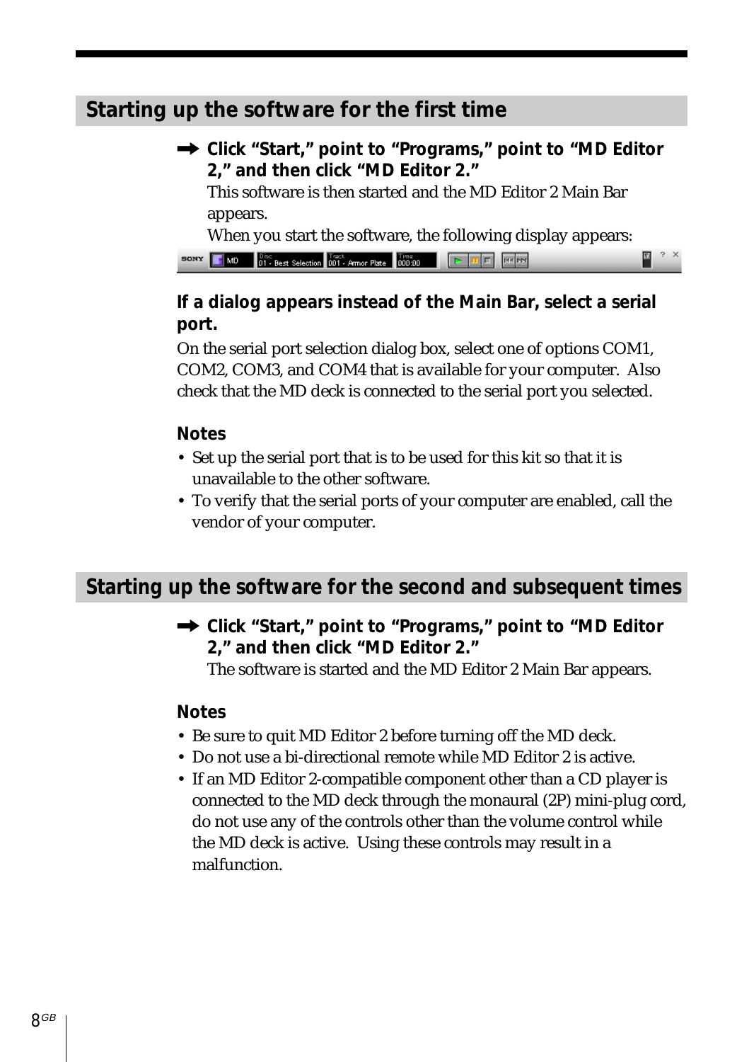## Starting up the software for the first time

➡ **Click "Start," point to "Programs," point to "MD Editor 2," and then click "MD Editor 2."**

This software is then started and the MD Editor 2 Main Bar appears.

When you start the software, the following display appears:

SONY MD Disc 01 - Best Selection Track 001 - Armor Plate Time 000:00

**If a dialog appears instead of the Main Bar, select a serial port.**

On the serial port selection dialog box, select one of options COM1, COM2, COM3, and COM4 that is available for your computer. Also check that the MD deck is connected to the serial port you selected.

**Notes**

- Set up the serial port that is to be used for this kit so that it is unavailable to the other software.
- To verify that the serial ports of your computer are enabled, call the vendor of your computer.

## Starting up the software for the second and subsequent times

➡ **Click "Start," point to "Programs," point to "MD Editor 2," and then click "MD Editor 2."**

The software is started and the MD Editor 2 Main Bar appears.

**Notes**

- Be sure to quit MD Editor 2 before turning off the MD deck.
- Do not use a bi-directional remote while MD Editor 2 is active.
- If an MD Editor 2-compatible component other than a CD player is connected to the MD deck through the monaural (2P) mini-plug cord, do not use any of the controls other than the volume control while the MD deck is active. Using these controls may result in a malfunction.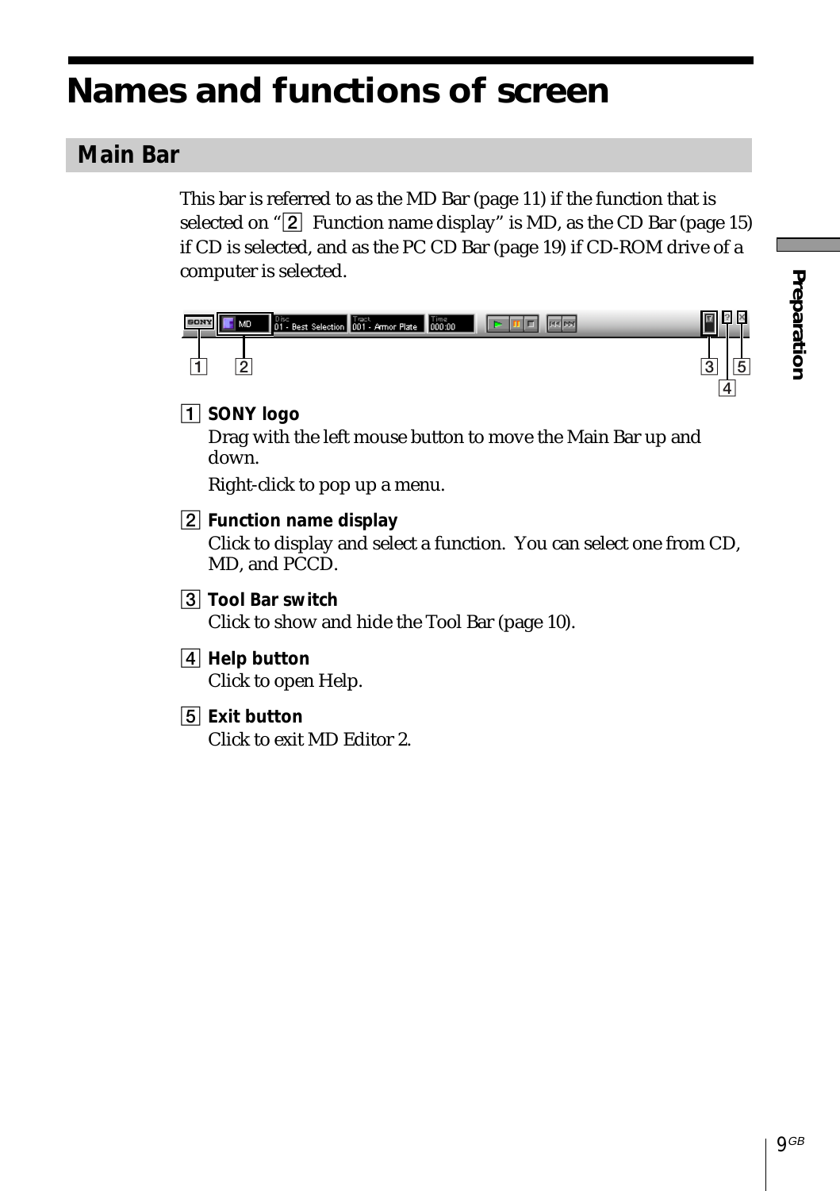# Names and functions of screen

## Main Bar

This bar is referred to as the MD Bar (page 11) if the function that is selected on "2 Function name display" is MD, as the CD Bar (page 15) if CD is selected, and as the PC CD Bar (page 19) if CD-ROM drive of a computer is selected.

1 **SONY logo**
Drag with the left mouse button to move the Main Bar up and down.
Right-click to pop up a menu.

2 **Function name display**
Click to display and select a function. You can select one from CD, MD, and PCCD.

3 **Tool Bar switch**
Click to show and hide the Tool Bar (page 10).

4 **Help button**
Click to open Help.

5 **Exit button**
Click to exit MD Editor 2.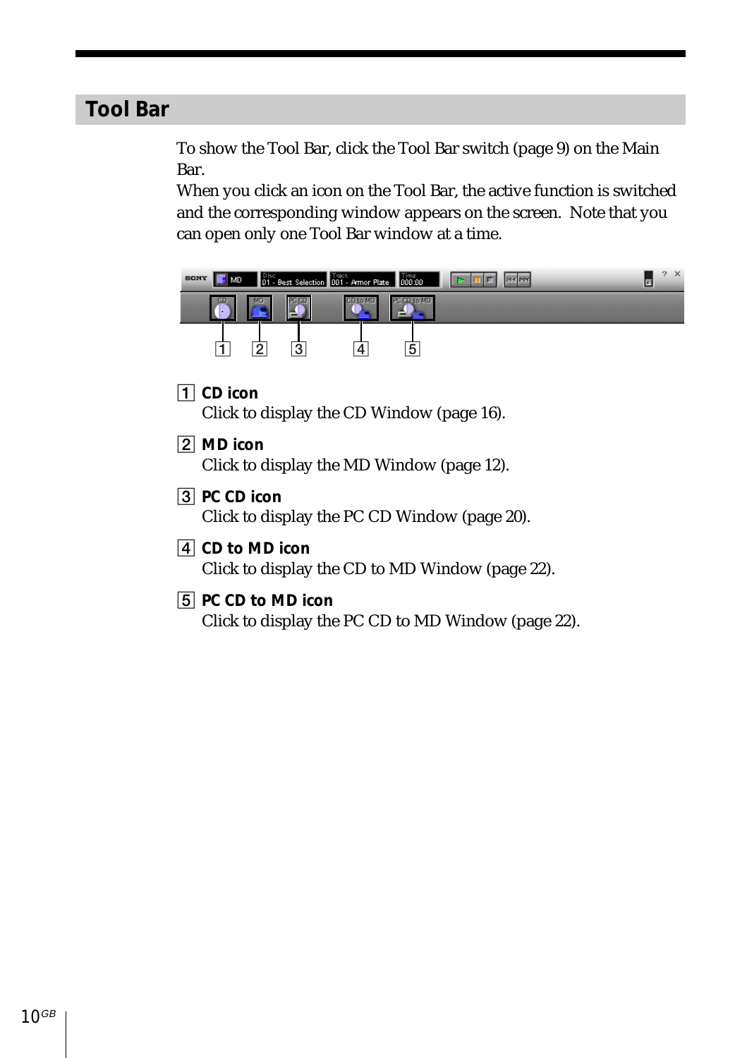## Tool Bar

To show the Tool Bar, click the Tool Bar switch (page 9) on the Main Bar.
When you click an icon on the Tool Bar, the active function is switched and the corresponding window appears on the screen. Note that you can open only one Tool Bar window at a time.

1 **CD icon**
Click to display the CD Window (page 16).

2 **MD icon**
Click to display the MD Window (page 12).

3 **PC CD icon**
Click to display the PC CD Window (page 20).

4 **CD to MD icon**
Click to display the CD to MD Window (page 22).

5 **PC CD to MD icon**
Click to display the PC CD to MD Window (page 22).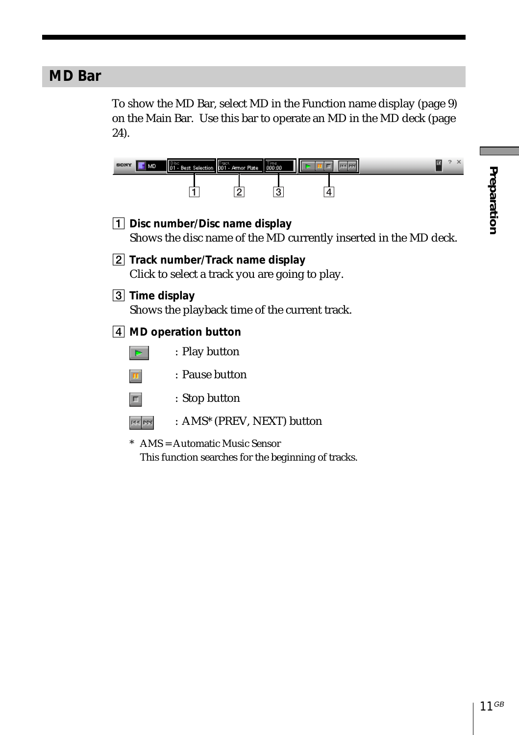## MD Bar

To show the MD Bar, select MD in the Function name display (page 9) on the Main Bar. Use this bar to operate an MD in the MD deck (page 24).

1 **Disc number/Disc name display**
Shows the disc name of the MD currently inserted in the MD deck.

2 **Track number/Track name display**
Click to select a track you are going to play.

3 **Time display**
Shows the playback time of the current track.

4 **MD operation button**

: Play button

: Pause button

: Stop button

: AMS* (PREV, NEXT) button

\* AMS = Automatic Music Sensor
This function searches for the beginning of tracks.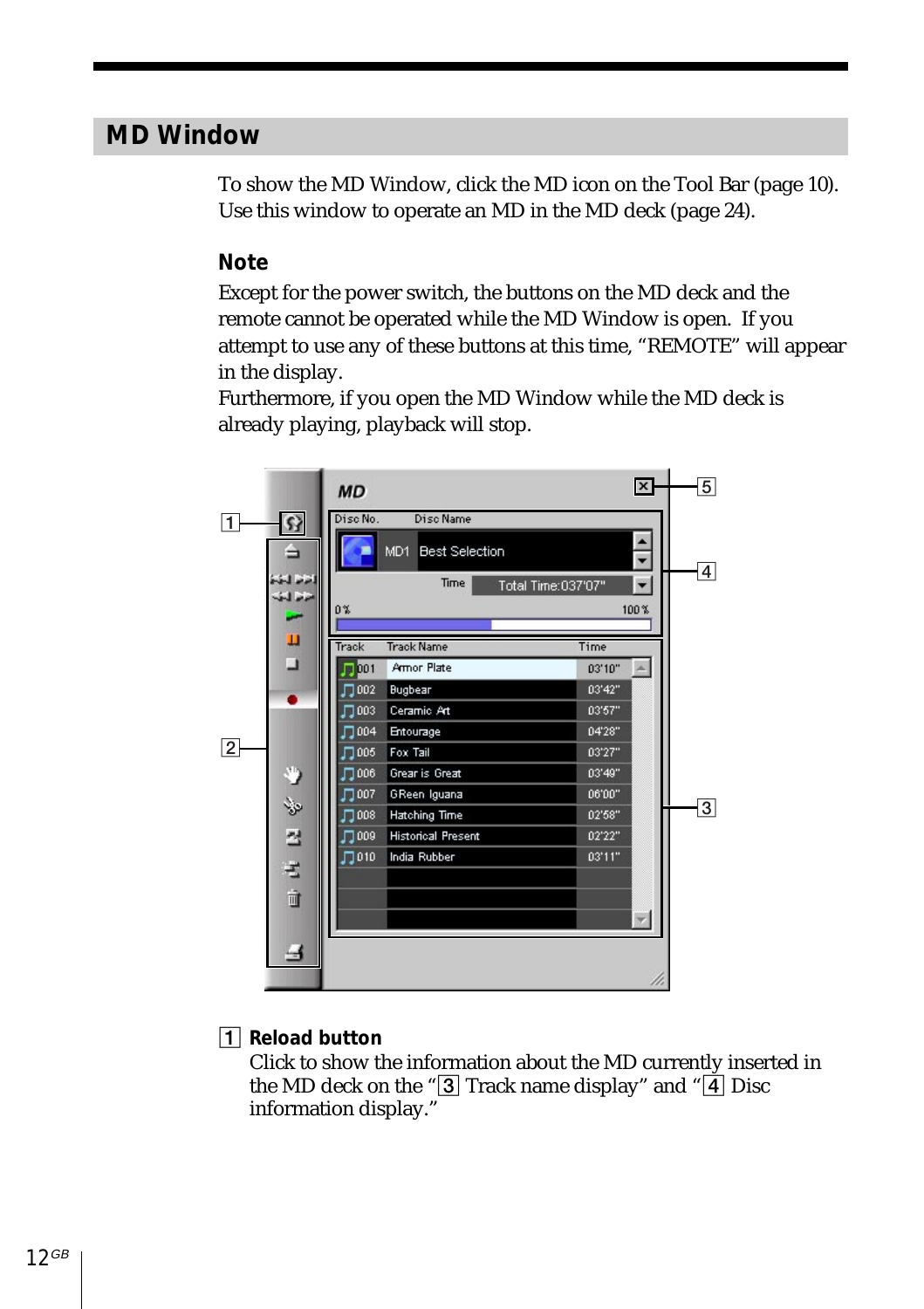## MD Window

To show the MD Window, click the MD icon on the Tool Bar (page 10).
Use this window to operate an MD in the MD deck (page 24).

### Note

Except for the power switch, the buttons on the MD deck and the remote cannot be operated while the MD Window is open. If you attempt to use any of these buttons at this time, “REMOTE” will appear in the display.
Furthermore, if you open the MD Window while the MD deck is already playing, playback will stop.

**1 Reload button**

Click to show the information about the MD currently inserted in the MD deck on the “3 Track name display” and “4 Disc information display.”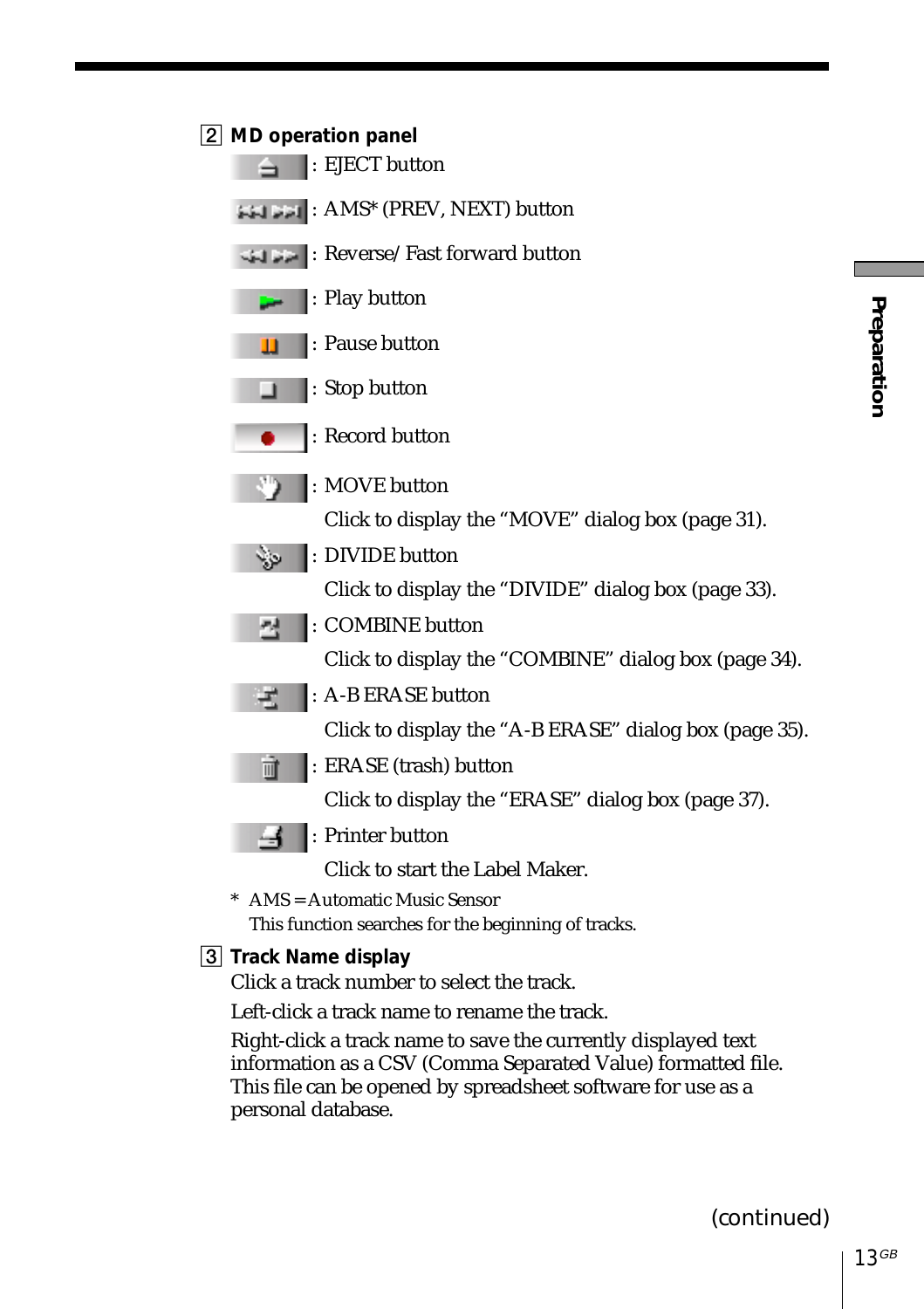## 2 MD operation panel

: EJECT button

: AMS* (PREV, NEXT) button

: Reverse/Fast forward button

: Play button

: Pause button

: Stop button

: Record button

: MOVE button

Click to display the "MOVE" dialog box (page 31).

: DIVIDE button

Click to display the "DIVIDE" dialog box (page 33).

: COMBINE button

Click to display the "COMBINE" dialog box (page 34).

: A-B ERASE button

Click to display the "A-B ERASE" dialog box (page 35).

: ERASE (trash) button

Click to display the "ERASE" dialog box (page 37).

: Printer button

Click to start the Label Maker.

* AMS = Automatic Music Sensor
  This function searches for the beginning of tracks.

## 3 Track Name display

Click a track number to select the track.

Left-click a track name to rename the track.

Right-click a track name to save the currently displayed text information as a CSV (Comma Separated Value) formatted file. This file can be opened by spreadsheet software for use as a personal database.

(continued)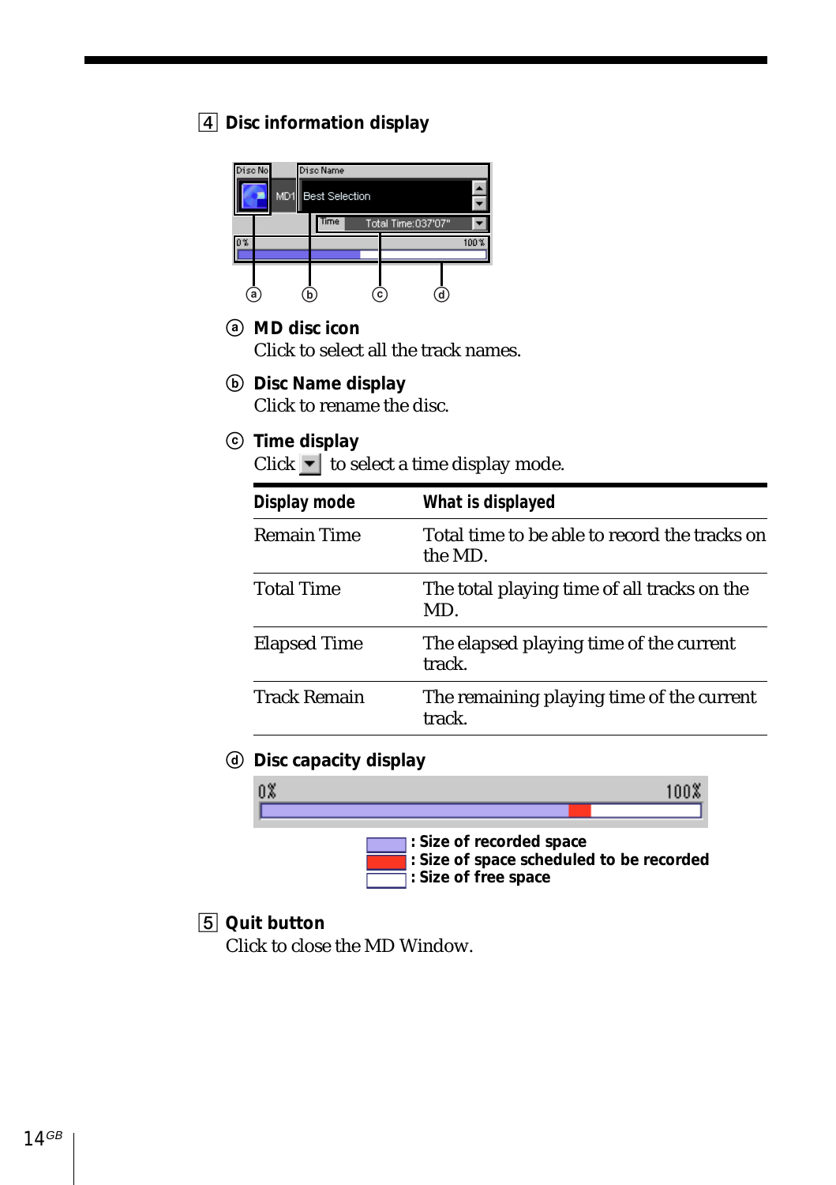## 4 Disc information display

ⓐ **MD disc icon**
Click to select all the track names.

ⓑ **Disc Name display**
Click to rename the disc.

ⓒ **Time display**
Click ▼ to select a time display mode.

| Display mode | What is displayed |
|---|---|
| Remain Time | Total time to be able to record the tracks on the MD. |
| Total Time | The total playing time of all tracks on the MD. |
| Elapsed Time | The elapsed playing time of the current track. |
| Track Remain | The remaining playing time of the current track. |

ⓓ **Disc capacity display**

: Size of recorded space
: Size of space scheduled to be recorded
: Size of free space

## 5 Quit button

Click to close the MD Window.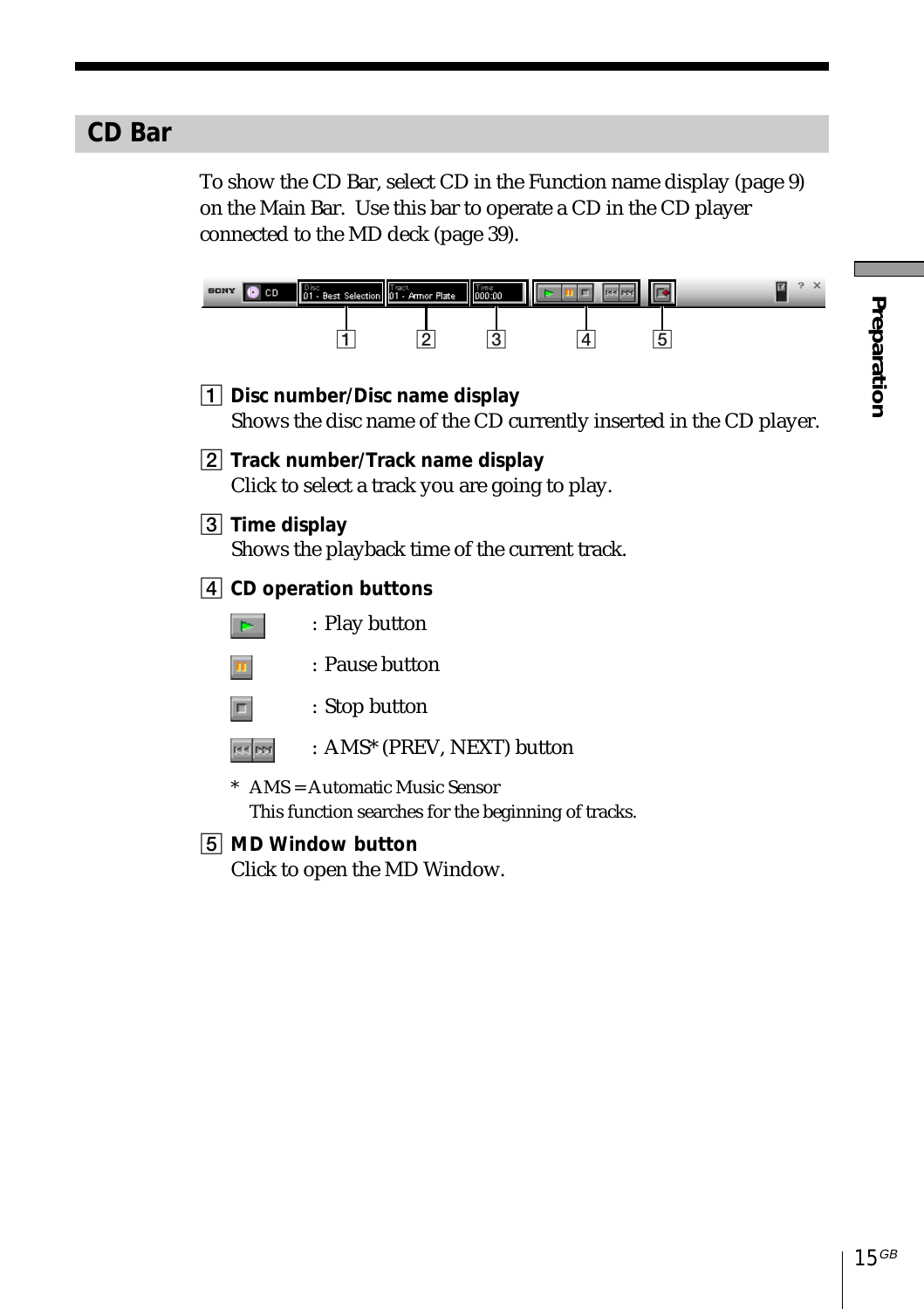## CD Bar

To show the CD Bar, select CD in the Function name display (page 9) on the Main Bar. Use this bar to operate a CD in the CD player connected to the MD deck (page 39).

1 **Disc number/Disc name display**
Shows the disc name of the CD currently inserted in the CD player.

2 **Track number/Track name display**
Click to select a track you are going to play.

3 **Time display**
Shows the playback time of the current track.

4 **CD operation buttons**

: Play button

: Pause button

: Stop button

: AMS* (PREV, NEXT) button

\* AMS = Automatic Music Sensor
This function searches for the beginning of tracks.

5 **MD Window button**
Click to open the MD Window.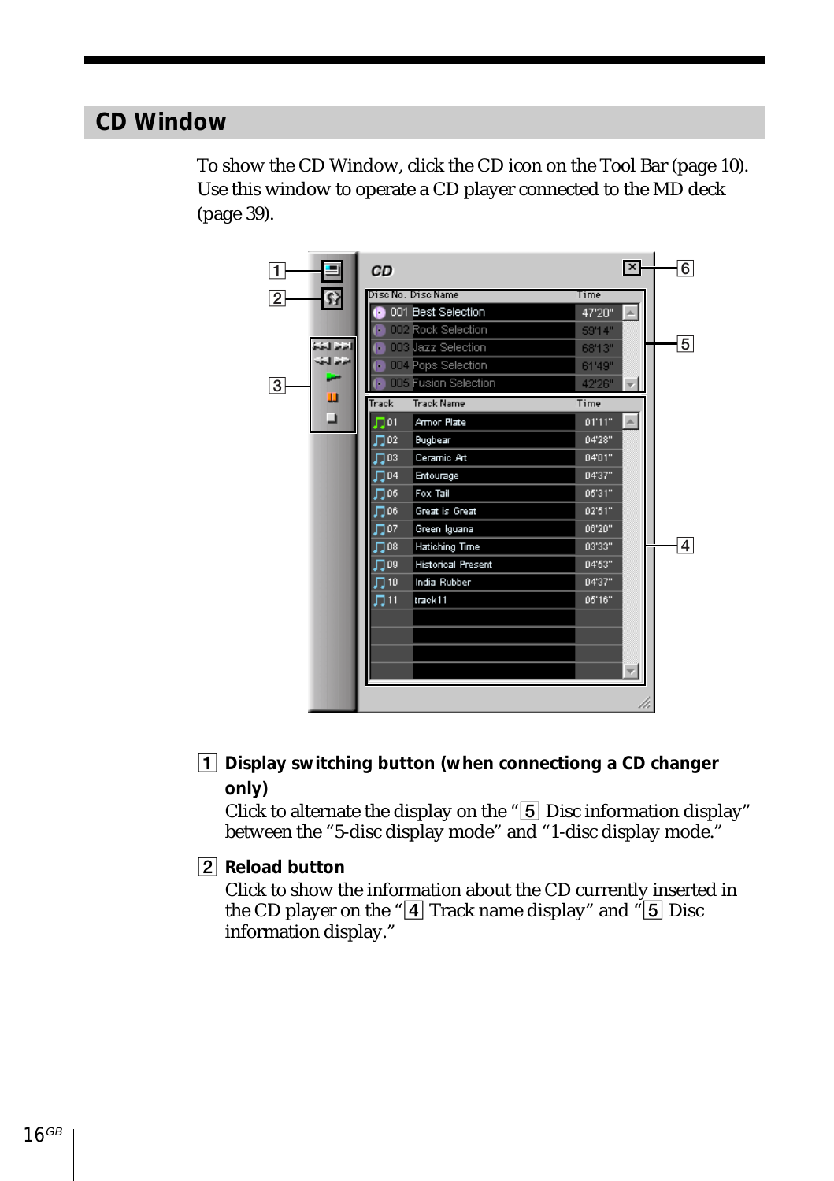## CD Window

To show the CD Window, click the CD icon on the Tool Bar (page 10). Use this window to operate a CD player connected to the MD deck (page 39).

**1 Display switching button (when connectiong a CD changer only)**

Click to alternate the display on the "5 Disc information display" between the "5-disc display mode" and "1-disc display mode."

**2 Reload button**

Click to show the information about the CD currently inserted in the CD player on the "4 Track name display" and "5 Disc information display."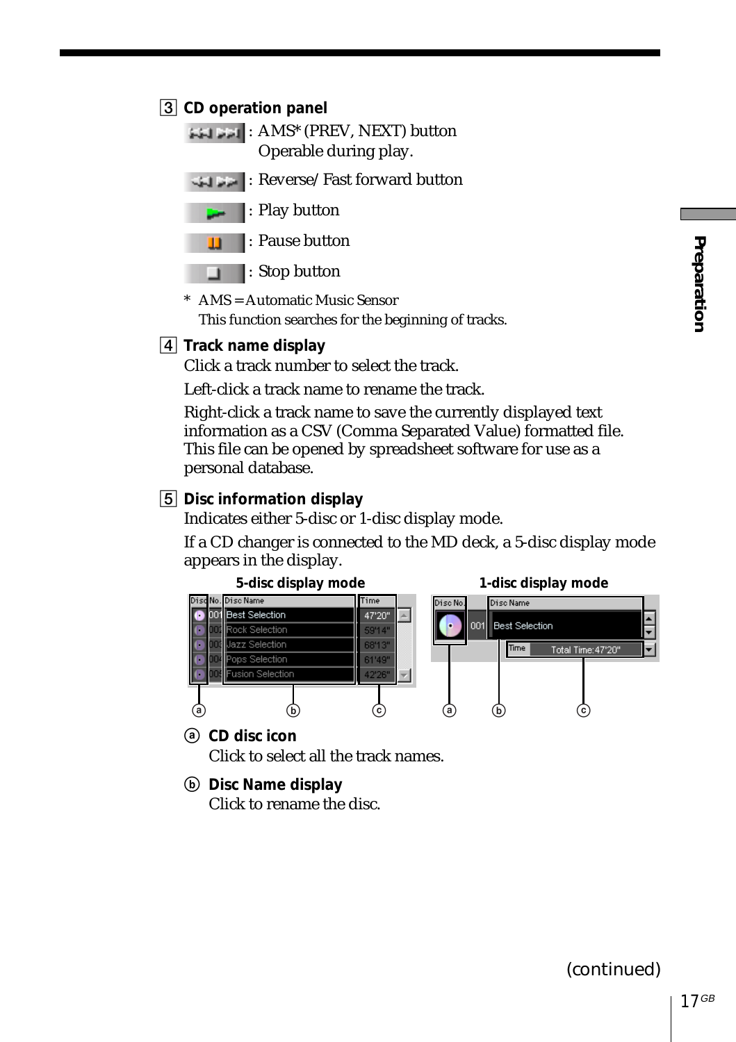3 **CD operation panel**

- : AMS* (PREV, NEXT) button
  Operable during play.
- : Reverse/Fast forward button
- : Play button
- : Pause button
- : Stop button

\* AMS = Automatic Music Sensor
This function searches for the beginning of tracks.

4 **Track name display**

Click a track number to select the track.

Left-click a track name to rename the track.

Right-click a track name to save the currently displayed text information as a CSV (Comma Separated Value) formatted file. This file can be opened by spreadsheet software for use as a personal database.

5 **Disc information display**

Indicates either 5-disc or 1-disc display mode.

If a CD changer is connected to the MD deck, a 5-disc display mode appears in the display.

**5-disc display mode** **1-disc display mode**

ⓐ **CD disc icon**
Click to select all the track names.

ⓑ **Disc Name display**
Click to rename the disc.

(continued)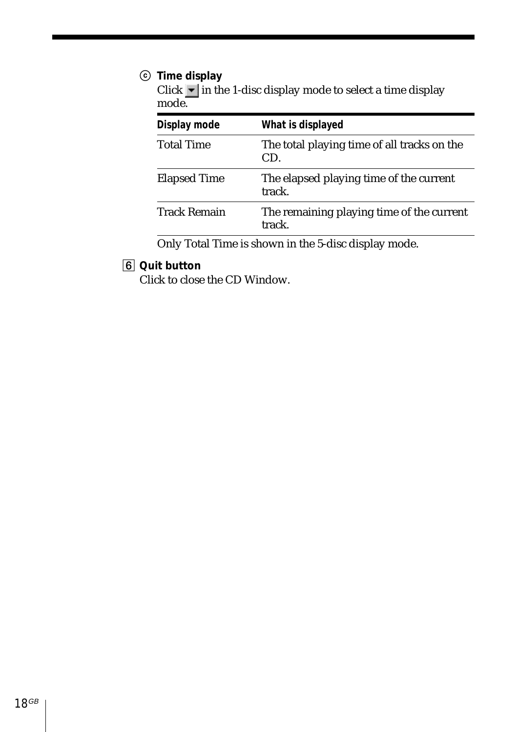ⓒ **Time display**

Click ▼ in the 1-disc display mode to select a time display mode.

| Display mode | What is displayed |
| --- | --- |
| Total Time | The total playing time of all tracks on the CD. |
| Elapsed Time | The elapsed playing time of the current track. |
| Track Remain | The remaining playing time of the current track. |

Only Total Time is shown in the 5-disc display mode.

6 **Quit button**

Click to close the CD Window.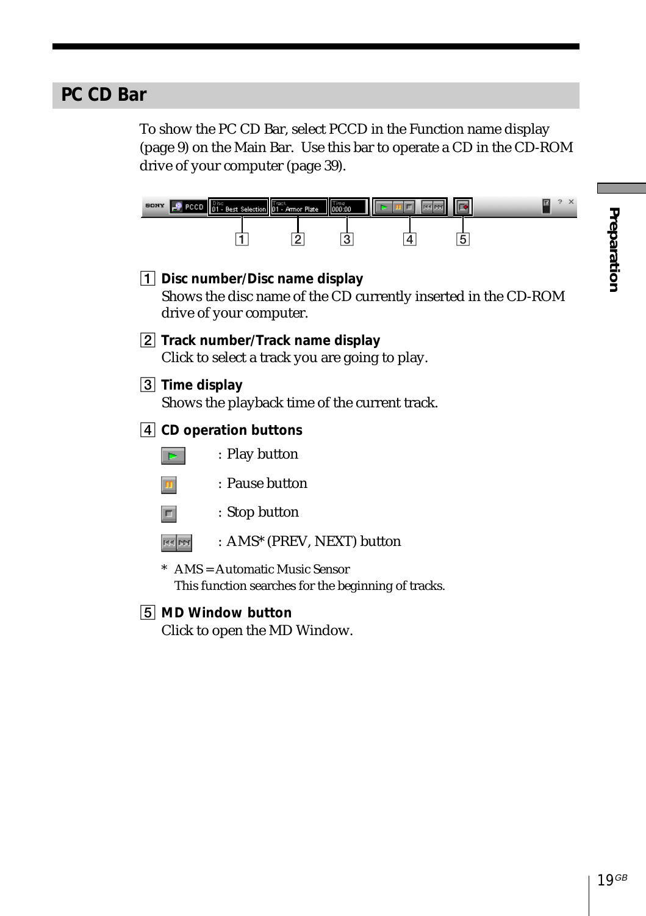## PC CD Bar

To show the PC CD Bar, select PCCD in the Function name display (page 9) on the Main Bar. Use this bar to operate a CD in the CD-ROM drive of your computer (page 39).

1 **Disc number/Disc name display**
Shows the disc name of the CD currently inserted in the CD-ROM drive of your computer.

2 **Track number/Track name display**
Click to select a track you are going to play.

3 **Time display**
Shows the playback time of the current track.

4 **CD operation buttons**

: Play button

: Pause button

: Stop button

: AMS* (PREV, NEXT) button

\* AMS = Automatic Music Sensor
This function searches for the beginning of tracks.

5 **MD Window button**
Click to open the MD Window.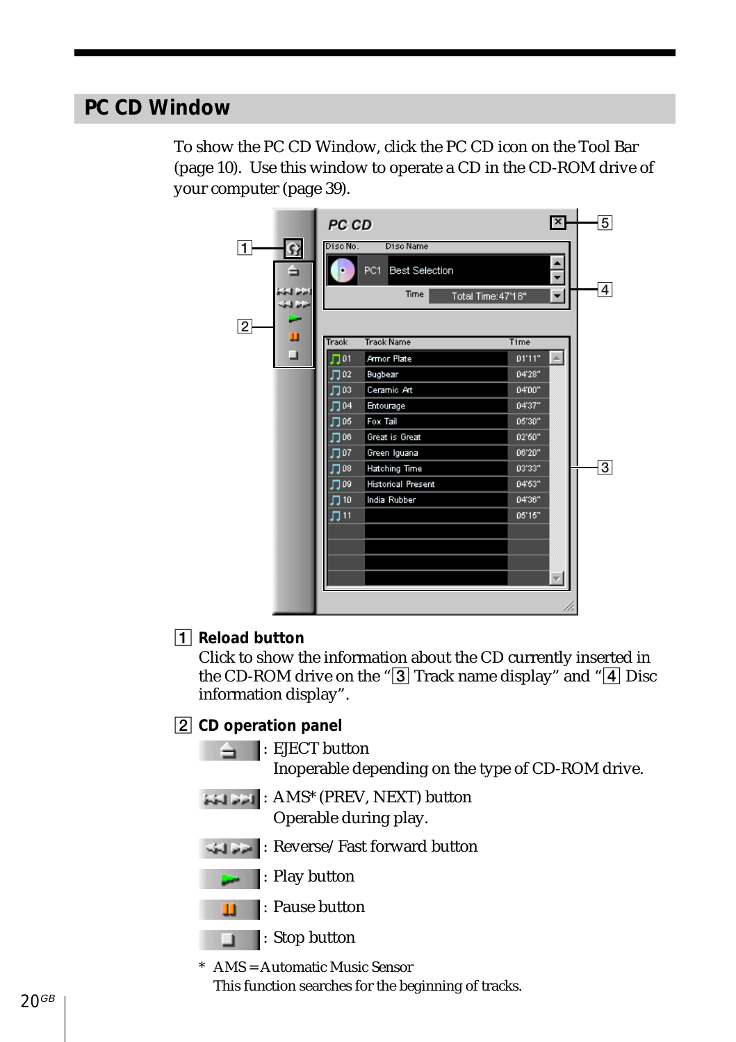## PC CD Window

To show the PC CD Window, click the PC CD icon on the Tool Bar (page 10). Use this window to operate a CD in the CD-ROM drive of your computer (page 39).

1 **Reload button**
Click to show the information about the CD currently inserted in the CD-ROM drive on the "3 Track name display" and "4 Disc information display".

2 **CD operation panel**

- : EJECT button
  Inoperable depending on the type of CD-ROM drive.
- : AMS* (PREV, NEXT) button
  Operable during play.
- : Reverse/Fast forward button
- : Play button
- : Pause button
- : Stop button

\* AMS = Automatic Music Sensor
This function searches for the beginning of tracks.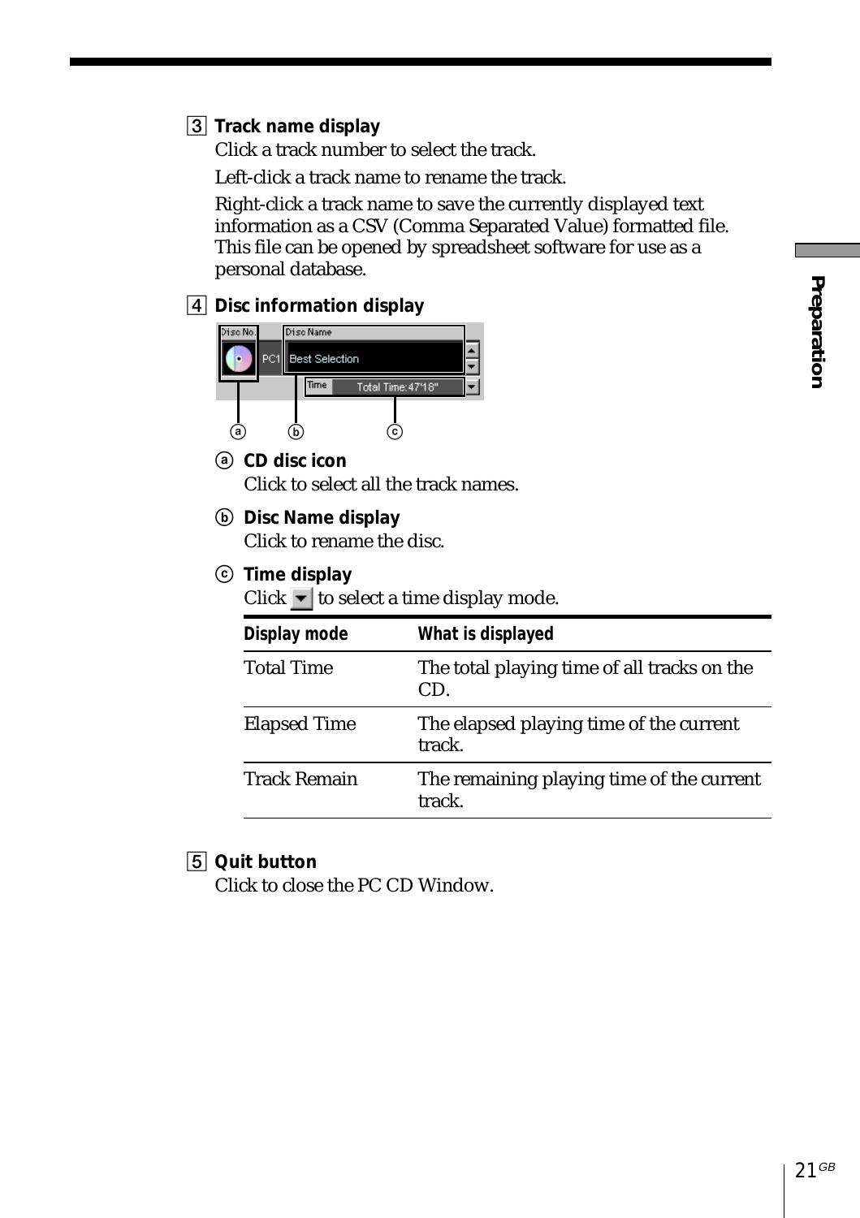3 **Track name display**

Click a track number to select the track.

Left-click a track name to rename the track.

Right-click a track name to save the currently displayed text information as a CSV (Comma Separated Value) formatted file. This file can be opened by spreadsheet software for use as a personal database.

4 **Disc information display**

ⓐ **CD disc icon**
Click to select all the track names.

ⓑ **Disc Name display**
Click to rename the disc.

ⓒ **Time display**
Click ▼ to select a time display mode.

| Display mode | What is displayed |
|---|---|
| Total Time | The total playing time of all tracks on the CD. |
| Elapsed Time | The elapsed playing time of the current track. |
| Track Remain | The remaining playing time of the current track. |

5 **Quit button**

Click to close the PC CD Window.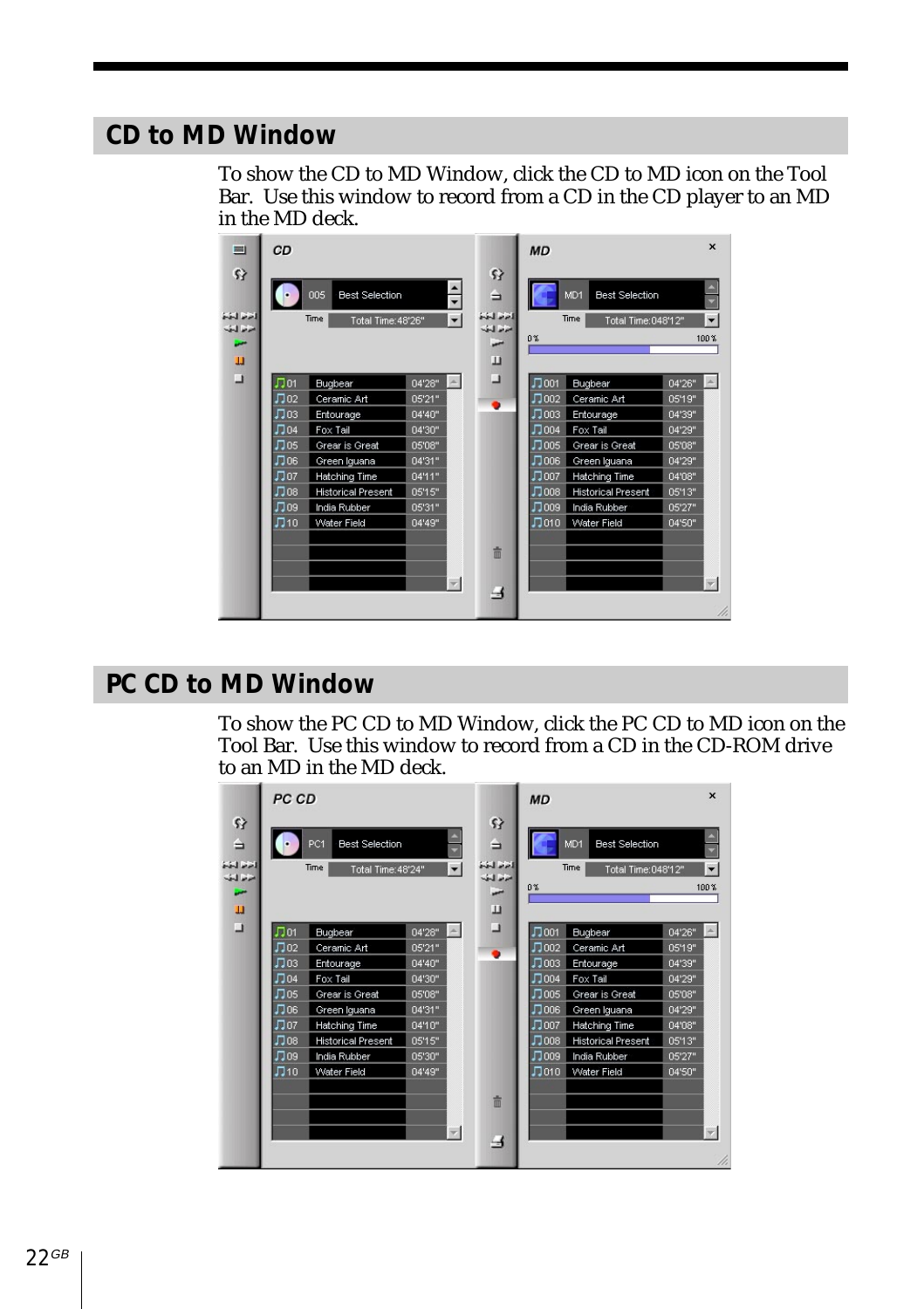## CD to MD Window

To show the CD to MD Window, click the CD to MD icon on the Tool Bar. Use this window to record from a CD in the CD player to an MD in the MD deck.

## PC CD to MD Window

To show the PC CD to MD Window, click the PC CD to MD icon on the Tool Bar. Use this window to record from a CD in the CD-ROM drive to an MD in the MD deck.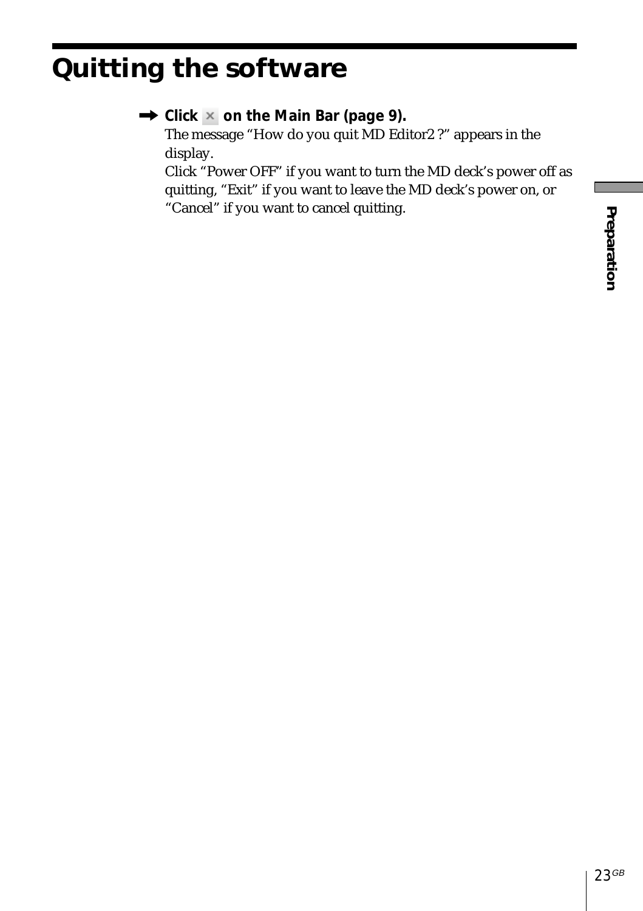# Quitting the software

➡ **Click × on the Main Bar (page 9).**

The message “How do you quit MD Editor2 ?” appears in the display.

Click “Power OFF” if you want to turn the MD deck’s power off as quitting, “Exit” if you want to leave the MD deck’s power on, or “Cancel” if you want to cancel quitting.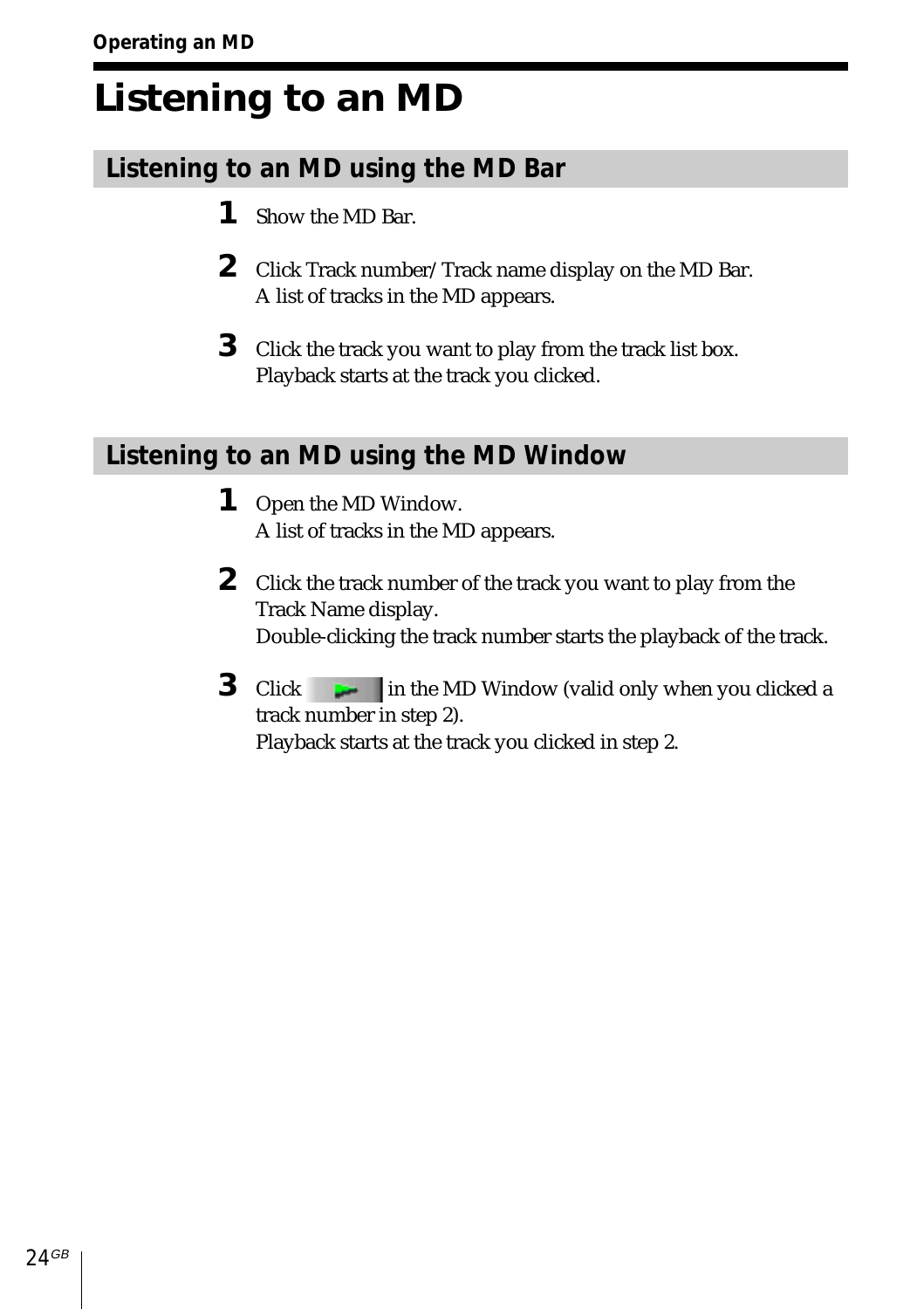# Listening to an MD

## Listening to an MD using the MD Bar

1. Show the MD Bar.

2. Click Track number/Track name display on the MD Bar.
   A list of tracks in the MD appears.

3. Click the track you want to play from the track list box.
   Playback starts at the track you clicked.

## Listening to an MD using the MD Window

1. Open the MD Window.
   A list of tracks in the MD appears.

2. Click the track number of the track you want to play from the Track Name display.
   Double-clicking the track number starts the playback of the track.

3. Click in the MD Window (valid only when you clicked a track number in step 2).
   Playback starts at the track you clicked in step 2.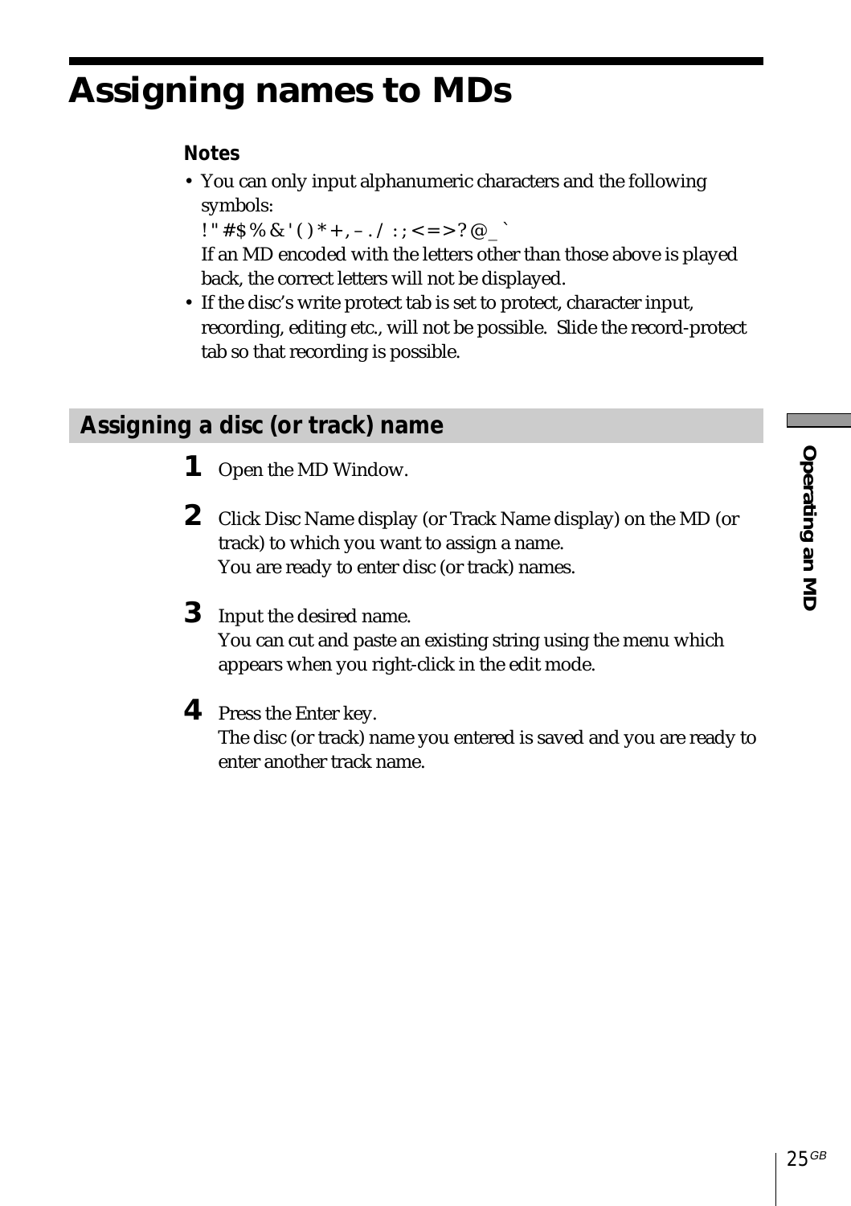# Assigning names to MDs

**Notes**

- You can only input alphanumeric characters and the following symbols:
  ! " # $ % & ' ( ) * + , – . / : ; < = > ? @ _ `
  If an MD encoded with the letters other than those above is played back, the correct letters will not be displayed.
- If the disc's write protect tab is set to protect, character input, recording, editing etc., will not be possible. Slide the record-protect tab so that recording is possible.

## Assigning a disc (or track) name

**1** Open the MD Window.

**2** Click Disc Name display (or Track Name display) on the MD (or track) to which you want to assign a name.
You are ready to enter disc (or track) names.

**3** Input the desired name.
You can cut and paste an existing string using the menu which appears when you right-click in the edit mode.

**4** Press the Enter key.
The disc (or track) name you entered is saved and you are ready to enter another track name.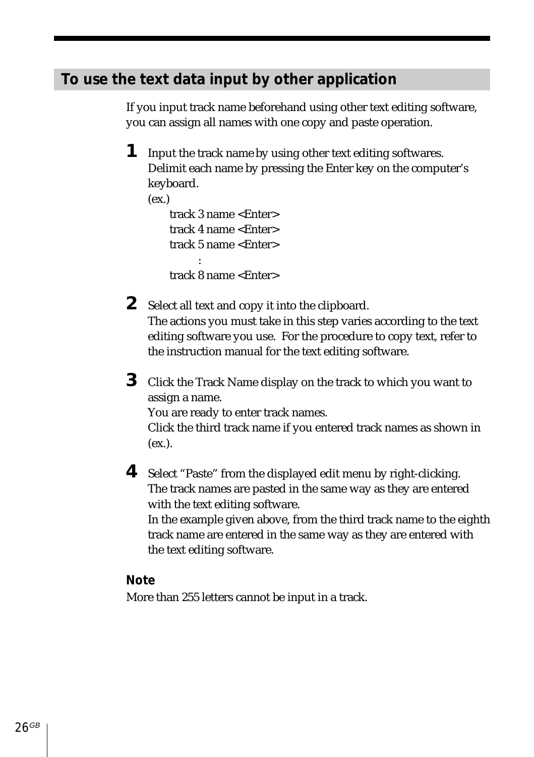## To use the text data input by other application

If you input track name beforehand using other text editing software, you can assign all names with one copy and paste operation.

**1** Input the track name by using other text editing softwares. Delimit each name by pressing the Enter key on the computer's keyboard.
(ex.)

```
track 3 name <Enter>
track 4 name <Enter>
track 5 name <Enter>
        :
track 8 name <Enter>
```

**2** Select all text and copy it into the clipboard.
The actions you must take in this step varies according to the text editing software you use. For the procedure to copy text, refer to the instruction manual for the text editing software.

**3** Click the Track Name display on the track to which you want to assign a name.
You are ready to enter track names.
Click the third track name if you entered track names as shown in (ex.).

**4** Select "Paste" from the displayed edit menu by right-clicking.
The track names are pasted in the same way as they are entered with the text editing software.
In the example given above, from the third track name to the eighth track name are entered in the same way as they are entered with the text editing software.

**Note**

More than 255 letters cannot be input in a track.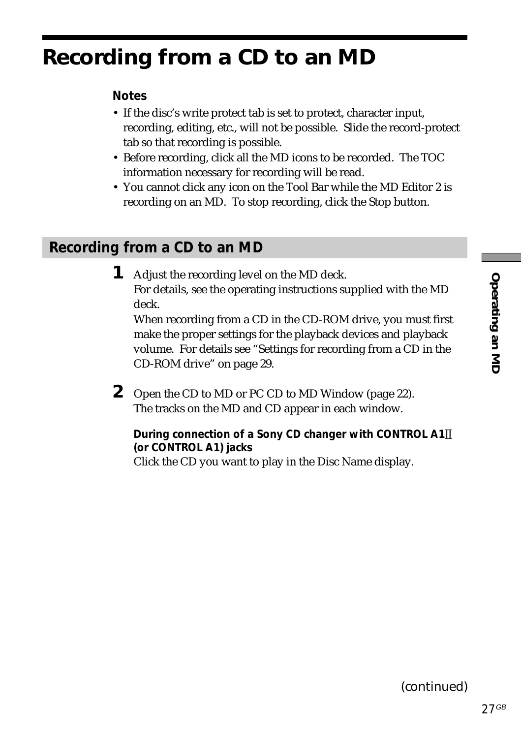# Recording from a CD to an MD

**Notes**

- If the disc's write protect tab is set to protect, character input, recording, editing, etc., will not be possible. Slide the record-protect tab so that recording is possible.
- Before recording, click all the MD icons to be recorded. The TOC information necessary for recording will be read.
- You cannot click any icon on the Tool Bar while the MD Editor 2 is recording on an MD. To stop recording, click the Stop button.

## Recording from a CD to an MD

**1** Adjust the recording level on the MD deck.
For details, see the operating instructions supplied with the MD deck.
When recording from a CD in the CD-ROM drive, you must first make the proper settings for the playback devices and playback volume. For details see "Settings for recording from a CD in the CD-ROM drive" on page 29.

**2** Open the CD to MD or PC CD to MD Window (page 22).
The tracks on the MD and CD appear in each window.

**During connection of a Sony CD changer with CONTROL A1Ⅱ (or CONTROL A1) jacks**
Click the CD you want to play in the Disc Name display.

(continued)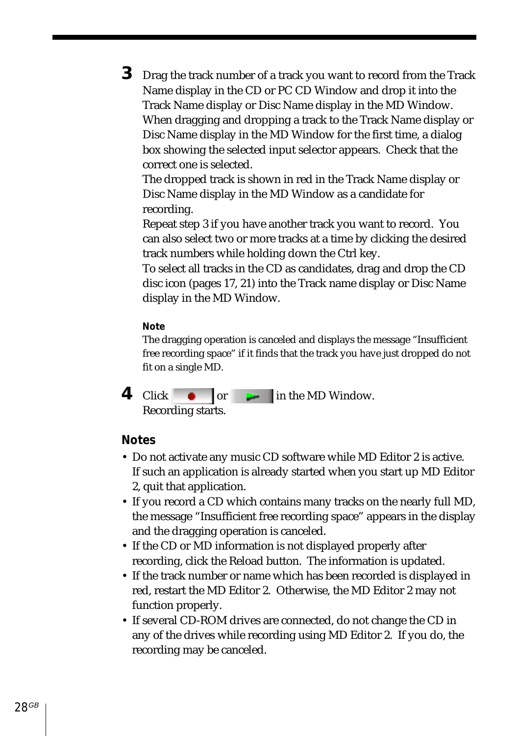**3** Drag the track number of a track you want to record from the Track Name display in the CD or PC CD Window and drop it into the Track Name display or Disc Name display in the MD Window.
When dragging and dropping a track to the Track Name display or Disc Name display in the MD Window for the first time, a dialog box showing the selected input selector appears. Check that the correct one is selected.
The dropped track is shown in red in the Track Name display or Disc Name display in the MD Window as a candidate for recording.
Repeat step 3 if you have another track you want to record. You can also select two or more tracks at a time by clicking the desired track numbers while holding down the Ctrl key.
To select all tracks in the CD as candidates, drag and drop the CD disc icon (pages 17, 21) into the Track name display or Disc Name display in the MD Window.

**Note**
The dragging operation is canceled and displays the message "Insufficient free recording space" if it finds that the track you have just dropped do not fit on a single MD.

**4** Click [●] or [▶] in the MD Window.
Recording starts.

## Notes

- Do not activate any music CD software while MD Editor 2 is active. If such an application is already started when you start up MD Editor 2, quit that application.
- If you record a CD which contains many tracks on the nearly full MD, the message "Insufficient free recording space" appears in the display and the dragging operation is canceled.
- If the CD or MD information is not displayed properly after recording, click the Reload button. The information is updated.
- If the track number or name which has been recorded is displayed in red, restart the MD Editor 2. Otherwise, the MD Editor 2 may not function properly.
- If several CD-ROM drives are connected, do not change the CD in any of the drives while recording using MD Editor 2. If you do, the recording may be canceled.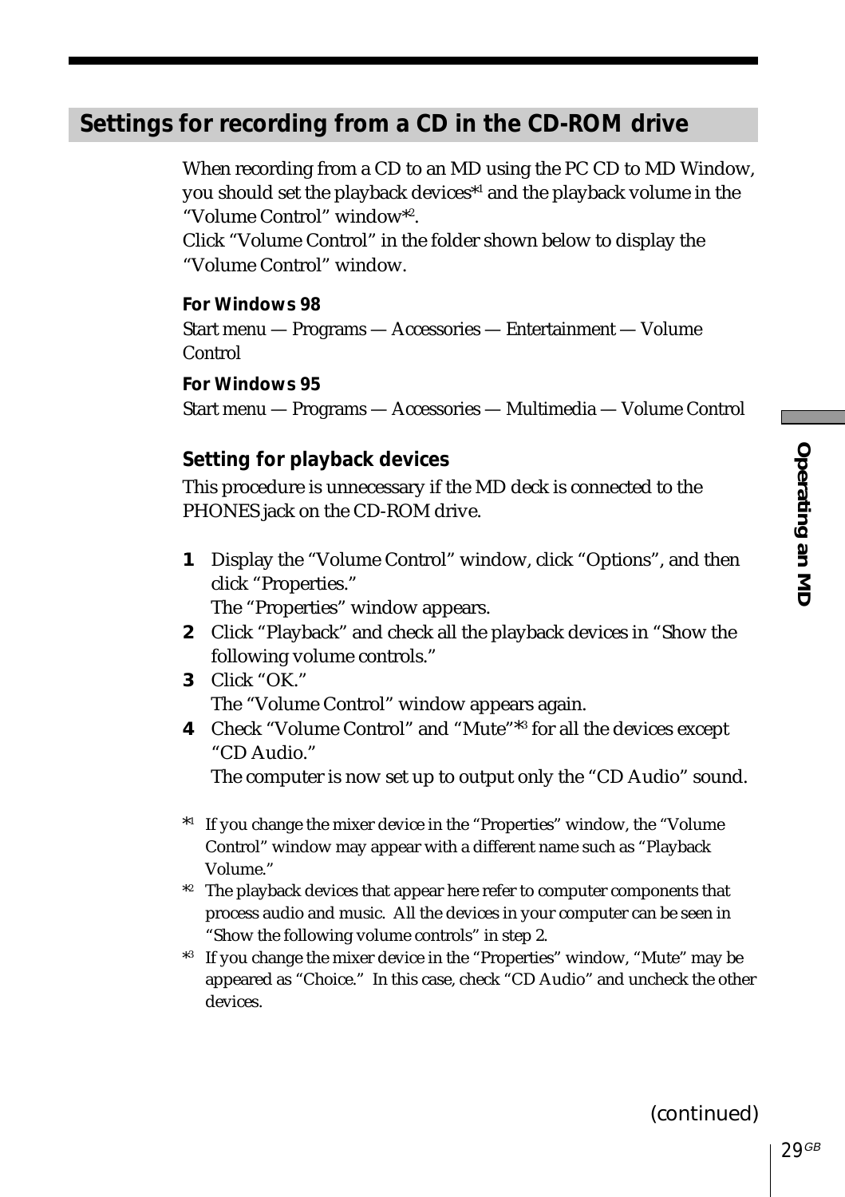## Settings for recording from a CD in the CD-ROM drive

When recording from a CD to an MD using the PC CD to MD Window, you should set the playback devices*[1] and the playback volume in the "Volume Control" window*[2].
Click "Volume Control" in the folder shown below to display the "Volume Control" window.

**For Windows 98**
Start menu — Programs — Accessories — Entertainment — Volume Control

**For Windows 95**
Start menu — Programs — Accessories — Multimedia — Volume Control

### Setting for playback devices

This procedure is unnecessary if the MD deck is connected to the PHONES jack on the CD-ROM drive.

**1** Display the "Volume Control" window, click "Options", and then click "Properties."
The "Properties" window appears.

**2** Click "Playback" and check all the playback devices in "Show the following volume controls."

**3** Click "OK."
The "Volume Control" window appears again.

**4** Check "Volume Control" and "Mute"*[3] for all the devices except "CD Audio."
The computer is now set up to output only the "CD Audio" sound.

*[1] If you change the mixer device in the "Properties" window, the "Volume Control" window may appear with a different name such as "Playback Volume."

*[2] The playback devices that appear here refer to computer components that process audio and music. All the devices in your computer can be seen in "Show the following volume controls" in step 2.

*[3] If you change the mixer device in the "Properties" window, "Mute" may be appeared as "Choice." In this case, check "CD Audio" and uncheck the other devices.

(continued)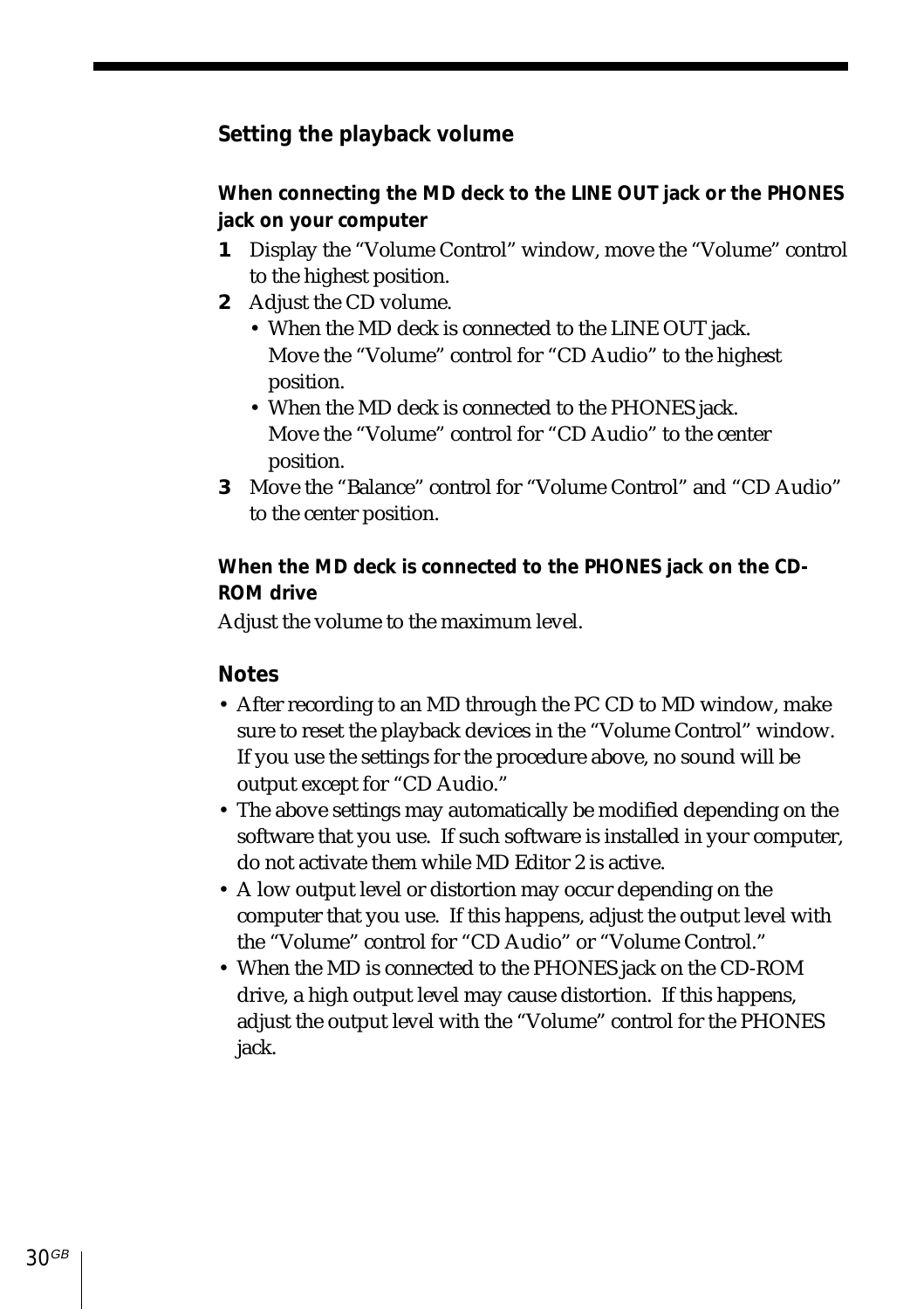## Setting the playback volume

### When connecting the MD deck to the LINE OUT jack or the PHONES jack on your computer

1. Display the “Volume Control” window, move the “Volume” control to the highest position.
2. Adjust the CD volume.
   - When the MD deck is connected to the LINE OUT jack. Move the “Volume” control for “CD Audio” to the highest position.
   - When the MD deck is connected to the PHONES jack. Move the “Volume” control for “CD Audio” to the center position.
3. Move the “Balance” control for “Volume Control” and “CD Audio” to the center position.

### When the MD deck is connected to the PHONES jack on the CD-ROM drive

Adjust the volume to the maximum level.

### Notes

- After recording to an MD through the PC CD to MD window, make sure to reset the playback devices in the “Volume Control” window. If you use the settings for the procedure above, no sound will be output except for “CD Audio.”
- The above settings may automatically be modified depending on the software that you use. If such software is installed in your computer, do not activate them while MD Editor 2 is active.
- A low output level or distortion may occur depending on the computer that you use. If this happens, adjust the output level with the “Volume” control for “CD Audio” or “Volume Control.”
- When the MD is connected to the PHONES jack on the CD-ROM drive, a high output level may cause distortion. If this happens, adjust the output level with the “Volume” control for the PHONES jack.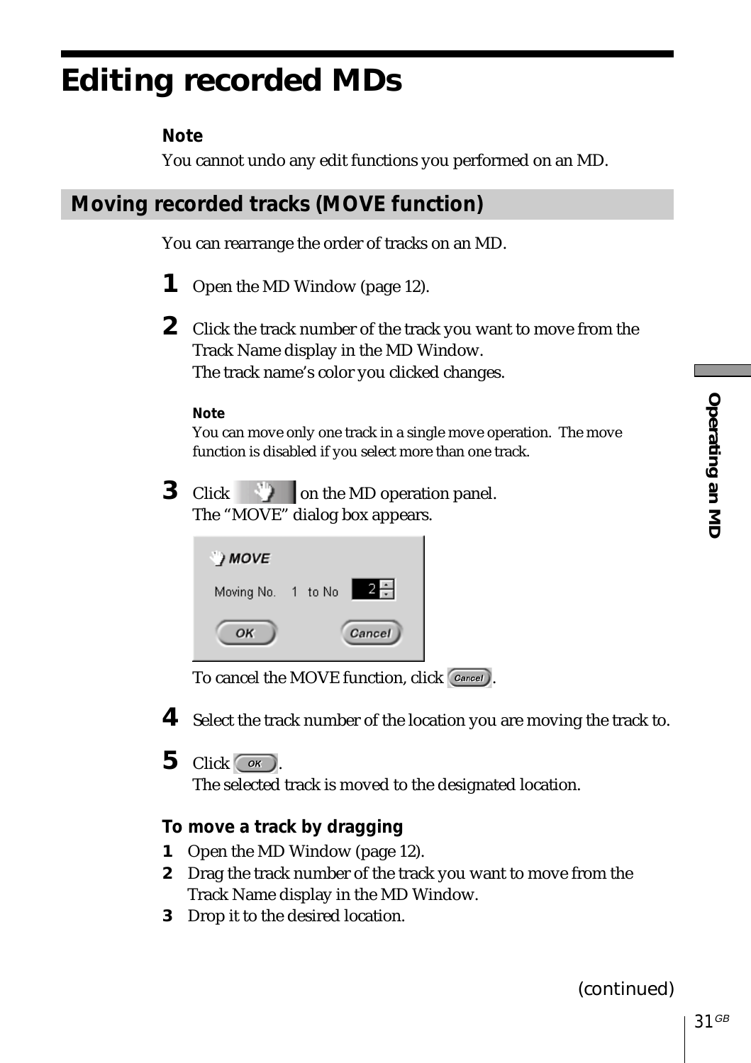# Editing recorded MDs

**Note**
You cannot undo any edit functions you performed on an MD.

## Moving recorded tracks (MOVE function)

You can rearrange the order of tracks on an MD.

**1** Open the MD Window (page 12).

**2** Click the track number of the track you want to move from the Track Name display in the MD Window.
The track name's color you clicked changes.

**Note**
You can move only one track in a single move operation. The move function is disabled if you select more than one track.

**3** Click on the MD operation panel.
The "MOVE" dialog box appears.

To cancel the MOVE function, click Cancel.

**4** Select the track number of the location you are moving the track to.

**5** Click OK.
The selected track is moved to the designated location.

### To move a track by dragging

1. Open the MD Window (page 12).
2. Drag the track number of the track you want to move from the Track Name display in the MD Window.
3. Drop it to the desired location.

(continued)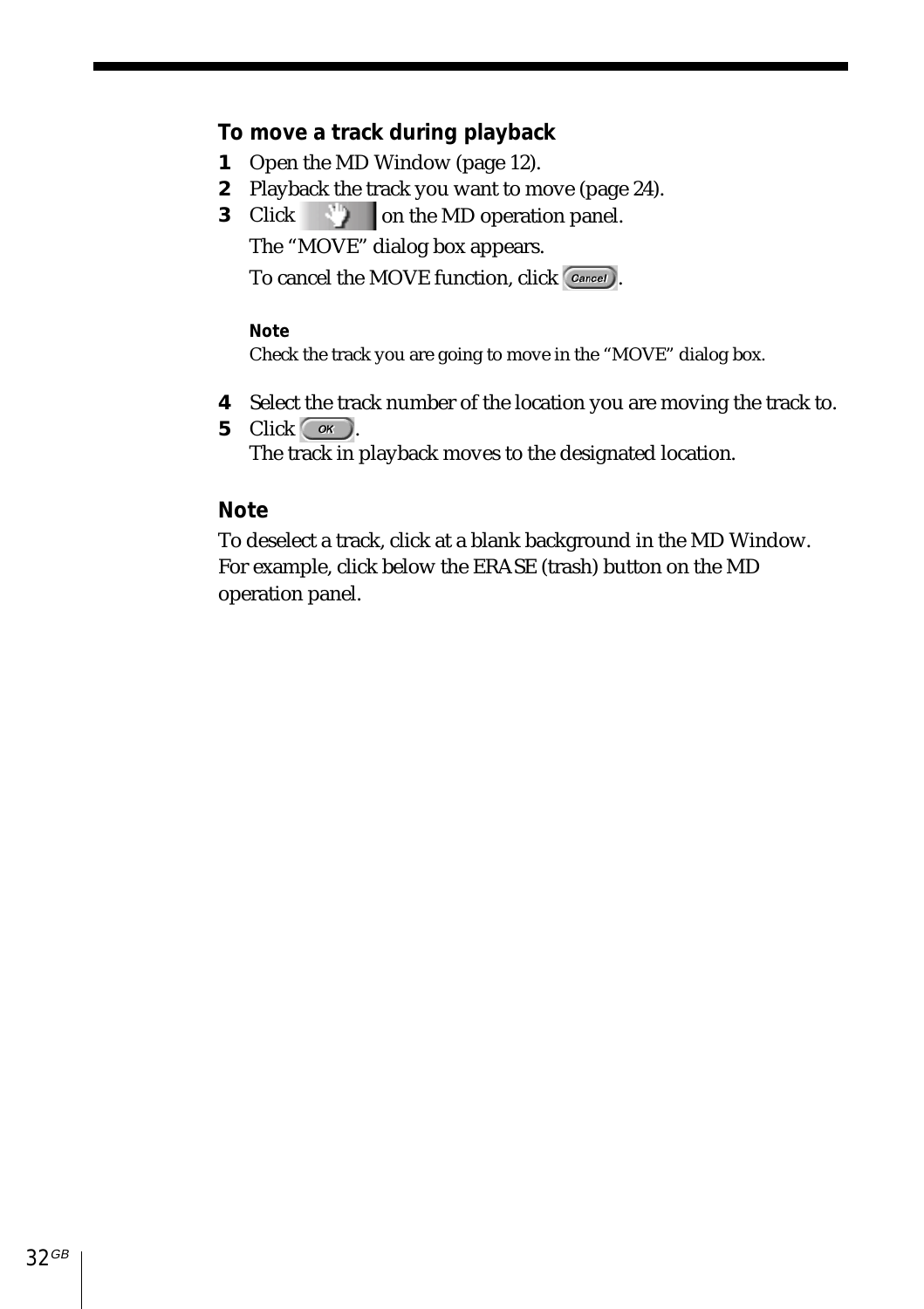### To move a track during playback

1. Open the MD Window (page 12).
2. Playback the track you want to move (page 24).
3. Click on the MD operation panel.

   The “MOVE” dialog box appears.

   To cancel the MOVE function, click Cancel.

   **Note**
   
   Check the track you are going to move in the “MOVE” dialog box.

4. Select the track number of the location you are moving the track to.
5. Click OK.

   The track in playback moves to the designated location.

### Note

To deselect a track, click at a blank background in the MD Window. For example, click below the ERASE (trash) button on the MD operation panel.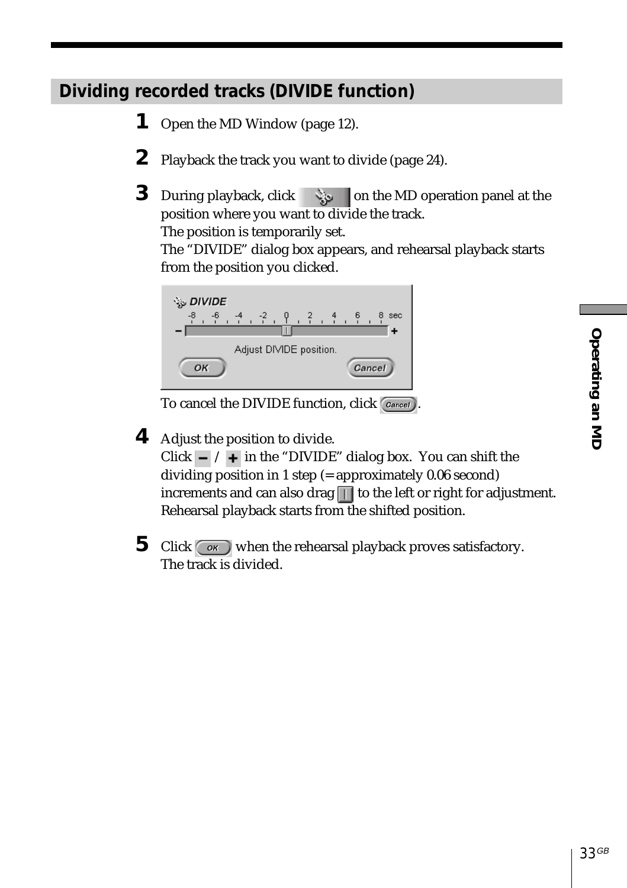## Dividing recorded tracks (DIVIDE function)

**1** Open the MD Window (page 12).

**2** Playback the track you want to divide (page 24).

**3** During playback, click on the MD operation panel at the position where you want to divide the track.
The position is temporarily set.
The “DIVIDE” dialog box appears, and rehearsal playback starts from the position you clicked.

To cancel the DIVIDE function, click Cancel.

**4** Adjust the position to divide.
Click – / + in the “DIVIDE” dialog box. You can shift the dividing position in 1 step (= approximately 0.06 second) increments and can also drag to the left or right for adjustment.
Rehearsal playback starts from the shifted position.

**5** Click OK when the rehearsal playback proves satisfactory.
The track is divided.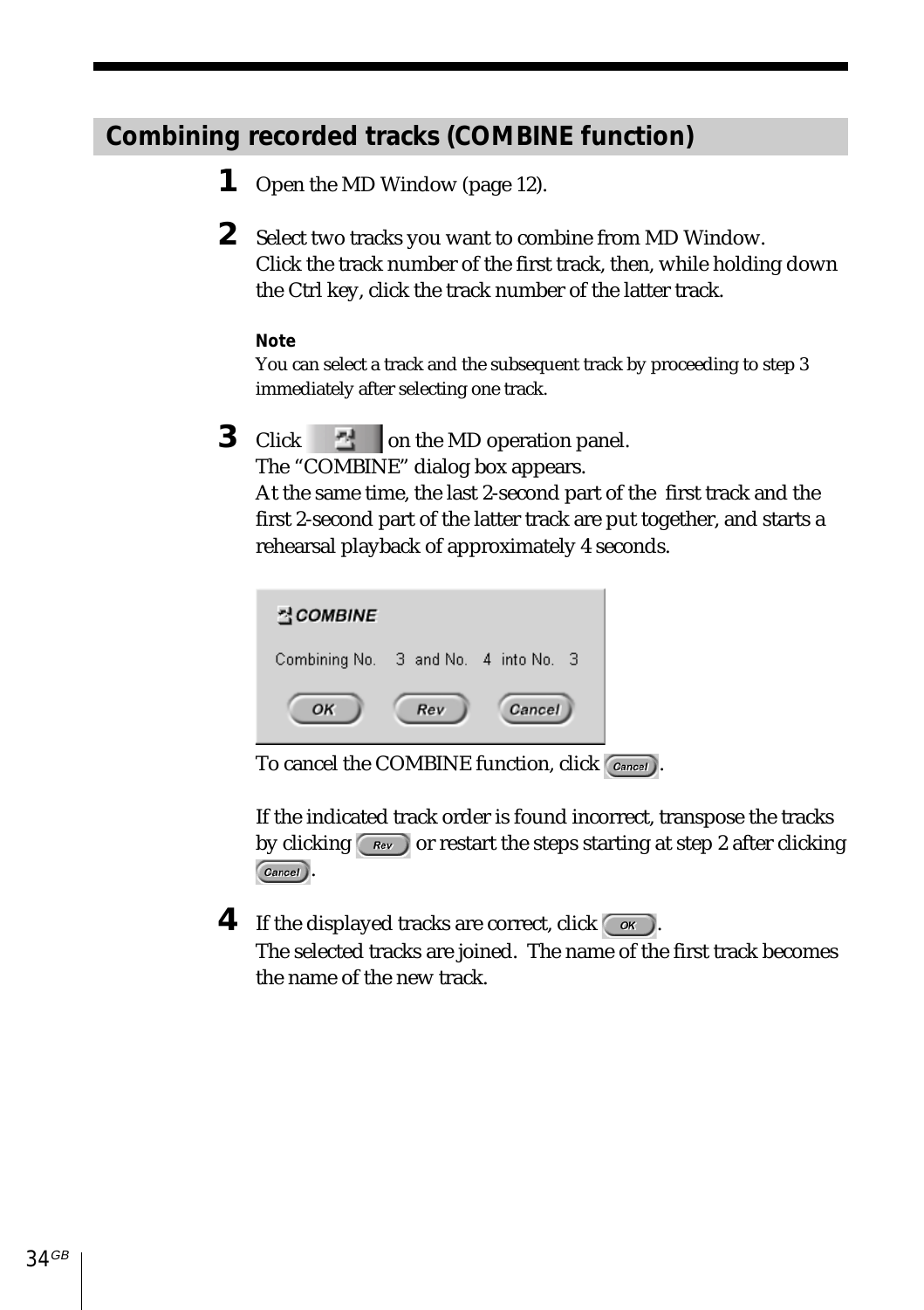## Combining recorded tracks (COMBINE function)

**1** Open the MD Window (page 12).

**2** Select two tracks you want to combine from MD Window.
Click the track number of the first track, then, while holding down the Ctrl key, click the track number of the latter track.

**Note**
You can select a track and the subsequent track by proceeding to step 3 immediately after selecting one track.

**3** Click [COMBINE button] on the MD operation panel.
The "COMBINE" dialog box appears.
At the same time, the last 2-second part of the first track and the first 2-second part of the latter track are put together, and starts a rehearsal playback of approximately 4 seconds.

COMBINE

Combining No. 3 and No. 4 into No. 3

OK Rev Cancel

To cancel the COMBINE function, click Cancel.

If the indicated track order is found incorrect, transpose the tracks by clicking Rev or restart the steps starting at step 2 after clicking Cancel.

**4** If the displayed tracks are correct, click OK.
The selected tracks are joined. The name of the first track becomes the name of the new track.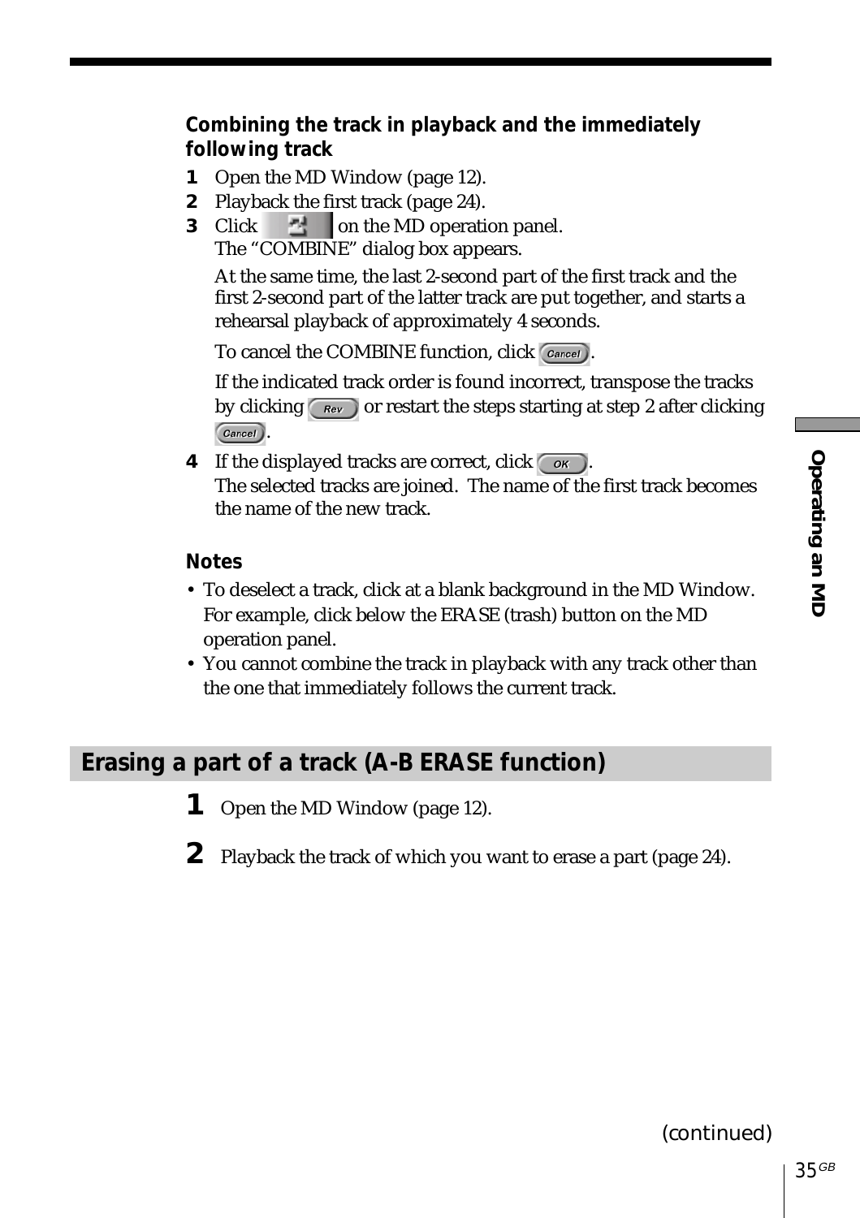### Combining the track in playback and the immediately following track

1. Open the MD Window (page 12).
2. Playback the first track (page 24).
3. Click on the MD operation panel.
   The “COMBINE” dialog box appears.

   At the same time, the last 2-second part of the first track and the first 2-second part of the latter track are put together, and starts a rehearsal playback of approximately 4 seconds.

   To cancel the COMBINE function, click Cancel.

   If the indicated track order is found incorrect, transpose the tracks by clicking Rev or restart the steps starting at step 2 after clicking Cancel.
4. If the displayed tracks are correct, click OK.
   The selected tracks are joined. The name of the first track becomes the name of the new track.

### Notes

- To deselect a track, click at a blank background in the MD Window. For example, click below the ERASE (trash) button on the MD operation panel.
- You cannot combine the track in playback with any track other than the one that immediately follows the current track.

## Erasing a part of a track (A-B ERASE function)

1. Open the MD Window (page 12).
2. Playback the track of which you want to erase a part (page 24).

(continued)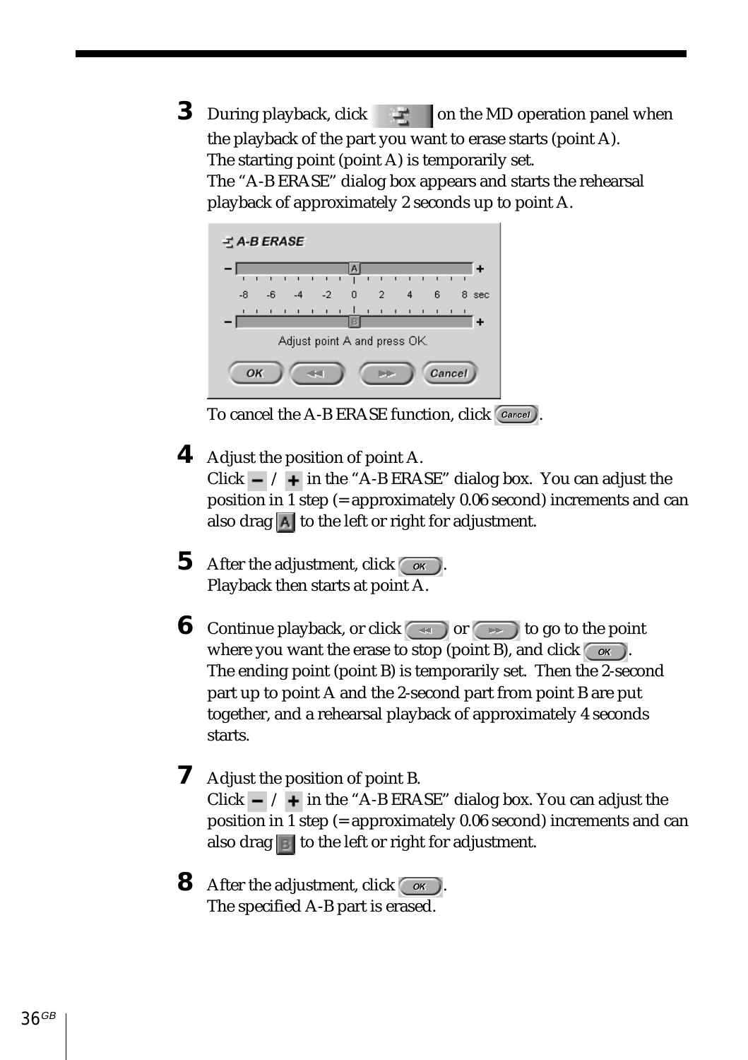**3** During playback, click [A-B ERASE button] on the MD operation panel when the playback of the part you want to erase starts (point A).
The starting point (point A) is temporarily set.
The "A-B ERASE" dialog box appears and starts the rehearsal playback of approximately 2 seconds up to point A.

To cancel the A-B ERASE function, click [Cancel].

**4** Adjust the position of point A.
Click [–] / [+] in the "A-B ERASE" dialog box. You can adjust the position in 1 step (= approximately 0.06 second) increments and can also drag [A] to the left or right for adjustment.

**5** After the adjustment, click [OK].
Playback then starts at point A.

**6** Continue playback, or click [◄◄] or [►►] to go to the point where you want the erase to stop (point B), and click [OK].
The ending point (point B) is temporarily set. Then the 2-second part up to point A and the 2-second part from point B are put together, and a rehearsal playback of approximately 4 seconds starts.

**7** Adjust the position of point B.
Click [–] / [+] in the "A-B ERASE" dialog box. You can adjust the position in 1 step (= approximately 0.06 second) increments and can also drag [B] to the left or right for adjustment.

**8** After the adjustment, click [OK].
The specified A-B part is erased.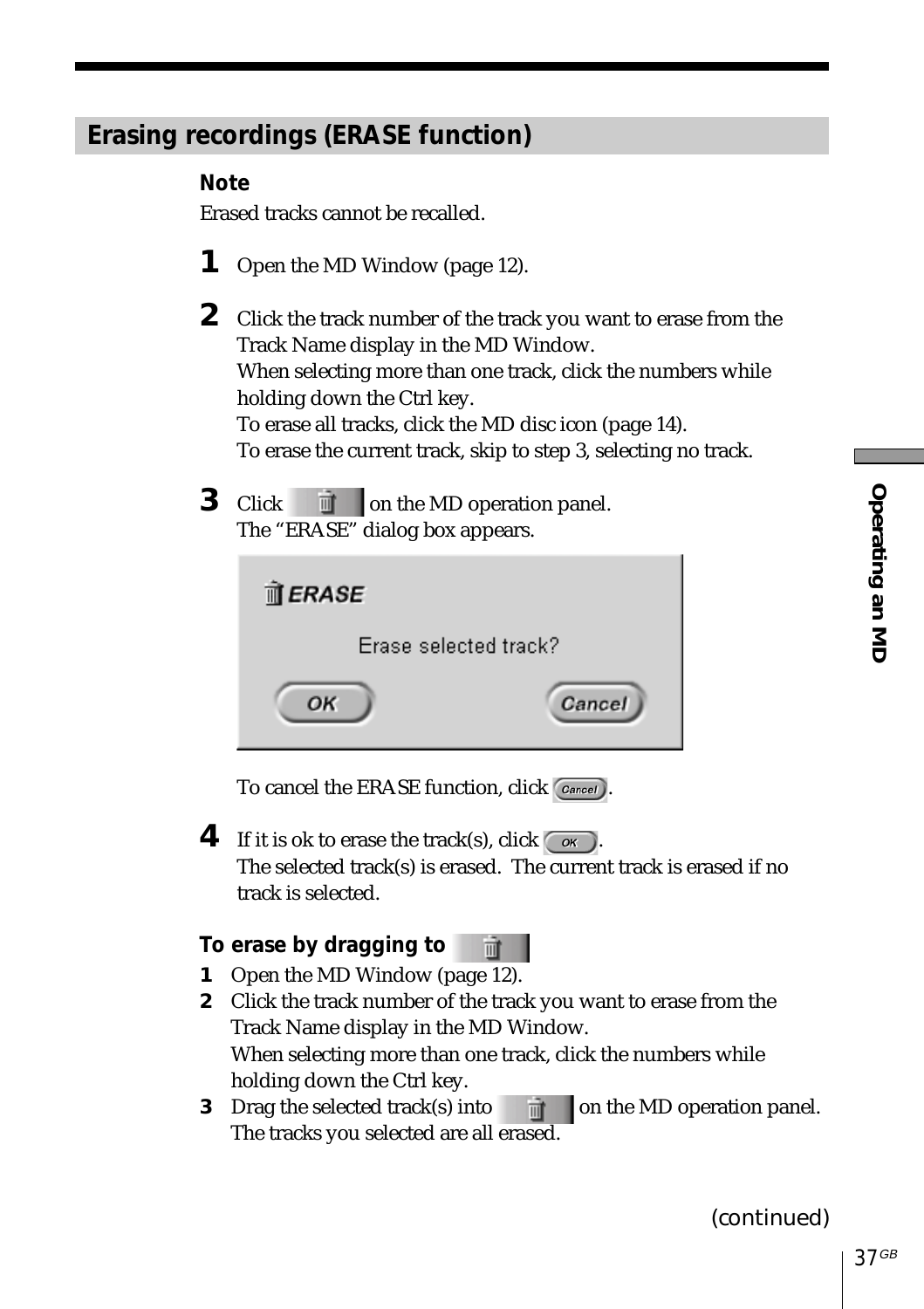## Erasing recordings (ERASE function)

**Note**

Erased tracks cannot be recalled.

**1** Open the MD Window (page 12).

**2** Click the track number of the track you want to erase from the Track Name display in the MD Window.
When selecting more than one track, click the numbers while holding down the Ctrl key.
To erase all tracks, click the MD disc icon (page 14).
To erase the current track, skip to step 3, selecting no track.

**3** Click [trash button] on the MD operation panel.
The "ERASE" dialog box appears.

ERASE

Erase selected track?

OK    Cancel

To cancel the ERASE function, click [Cancel].

**4** If it is ok to erase the track(s), click [OK].
The selected track(s) is erased. The current track is erased if no track is selected.

**To erase by dragging to [trash button]**

1. Open the MD Window (page 12).
2. Click the track number of the track you want to erase from the Track Name display in the MD Window.
   When selecting more than one track, click the numbers while holding down the Ctrl key.
3. Drag the selected track(s) into [trash button] on the MD operation panel.
   The tracks you selected are all erased.

(continued)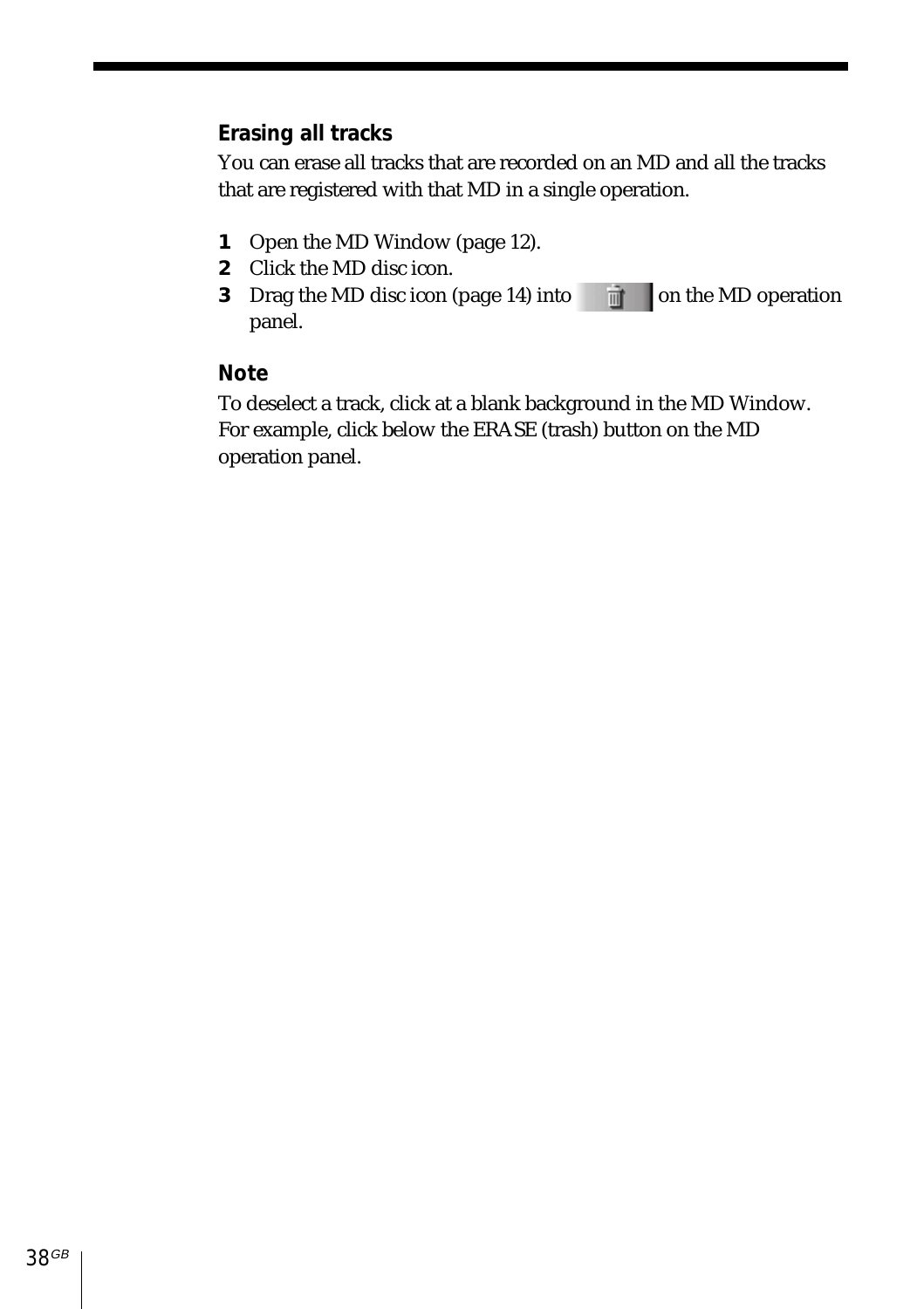### Erasing all tracks

You can erase all tracks that are recorded on an MD and all the tracks that are registered with that MD in a single operation.

1. Open the MD Window (page 12).
2. Click the MD disc icon.
3. Drag the MD disc icon (page 14) into [trash button] on the MD operation panel.

### Note

To deselect a track, click at a blank background in the MD Window. For example, click below the ERASE (trash) button on the MD operation panel.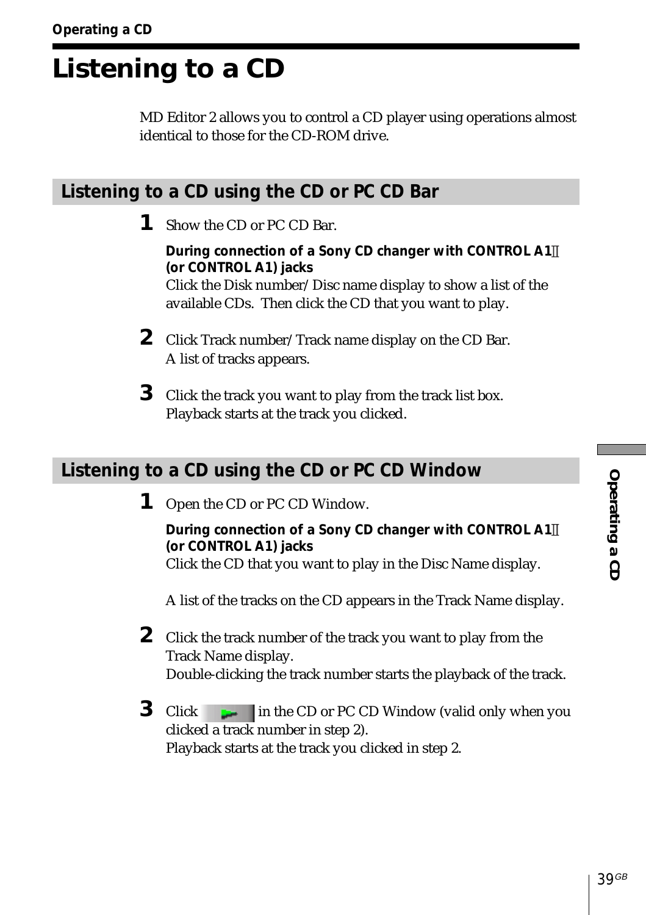# Listening to a CD

MD Editor 2 allows you to control a CD player using operations almost identical to those for the CD-ROM drive.

## Listening to a CD using the CD or PC CD Bar

**1** Show the CD or PC CD Bar.

**During connection of a Sony CD changer with CONTROL A1Ⅱ (or CONTROL A1) jacks**
Click the Disk number/Disc name display to show a list of the available CDs. Then click the CD that you want to play.

**2** Click Track number/Track name display on the CD Bar.
A list of tracks appears.

**3** Click the track you want to play from the track list box.
Playback starts at the track you clicked.

## Listening to a CD using the CD or PC CD Window

**1** Open the CD or PC CD Window.

**During connection of a Sony CD changer with CONTROL A1Ⅱ (or CONTROL A1) jacks**
Click the CD that you want to play in the Disc Name display.

A list of the tracks on the CD appears in the Track Name display.

**2** Click the track number of the track you want to play from the Track Name display.
Double-clicking the track number starts the playback of the track.

**3** Click [play button] in the CD or PC CD Window (valid only when you clicked a track number in step 2).
Playback starts at the track you clicked in step 2.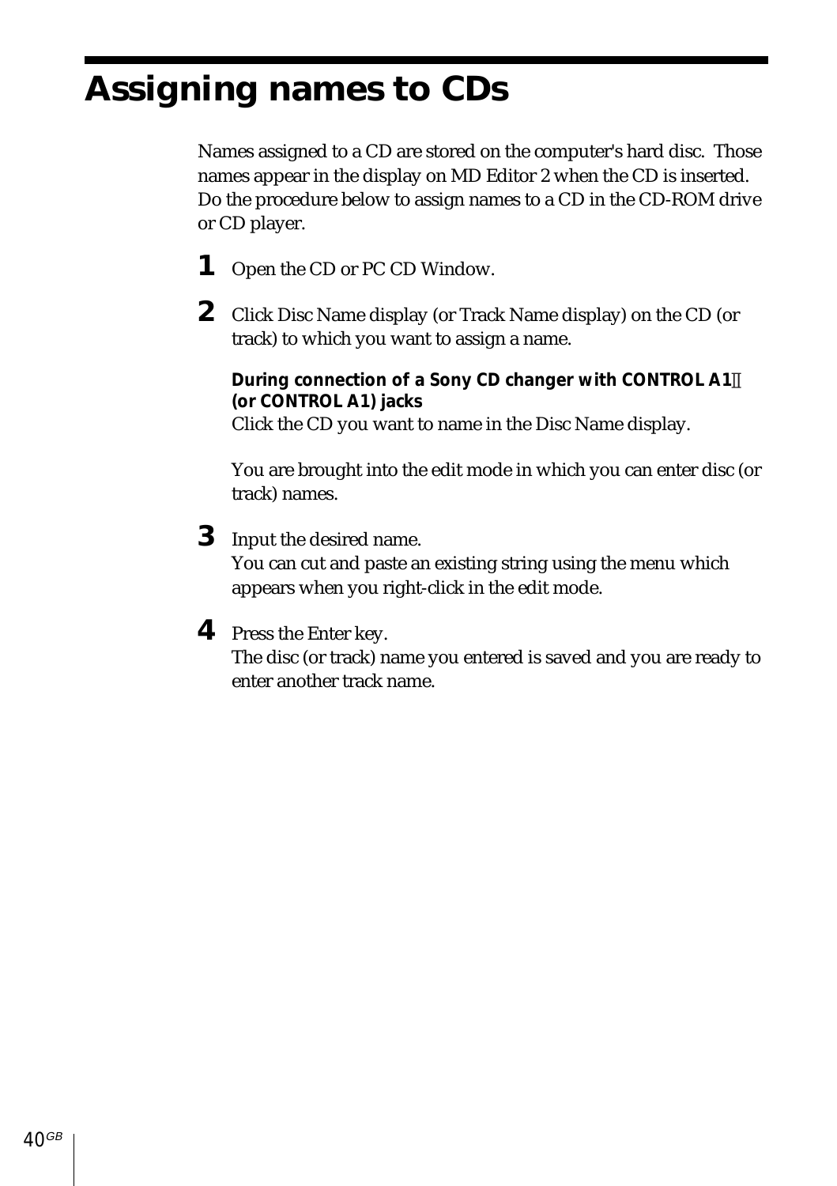# Assigning names to CDs

Names assigned to a CD are stored on the computer's hard disc. Those names appear in the display on MD Editor 2 when the CD is inserted. Do the procedure below to assign names to a CD in the CD-ROM drive or CD player.

1. Open the CD or PC CD Window.

2. Click Disc Name display (or Track Name display) on the CD (or track) to which you want to assign a name.

   **During connection of a Sony CD changer with CONTROL A1Ⅱ (or CONTROL A1) jacks**
   Click the CD you want to name in the Disc Name display.

   You are brought into the edit mode in which you can enter disc (or track) names.

3. Input the desired name.
   You can cut and paste an existing string using the menu which appears when you right-click in the edit mode.

4. Press the Enter key.
   The disc (or track) name you entered is saved and you are ready to enter another track name.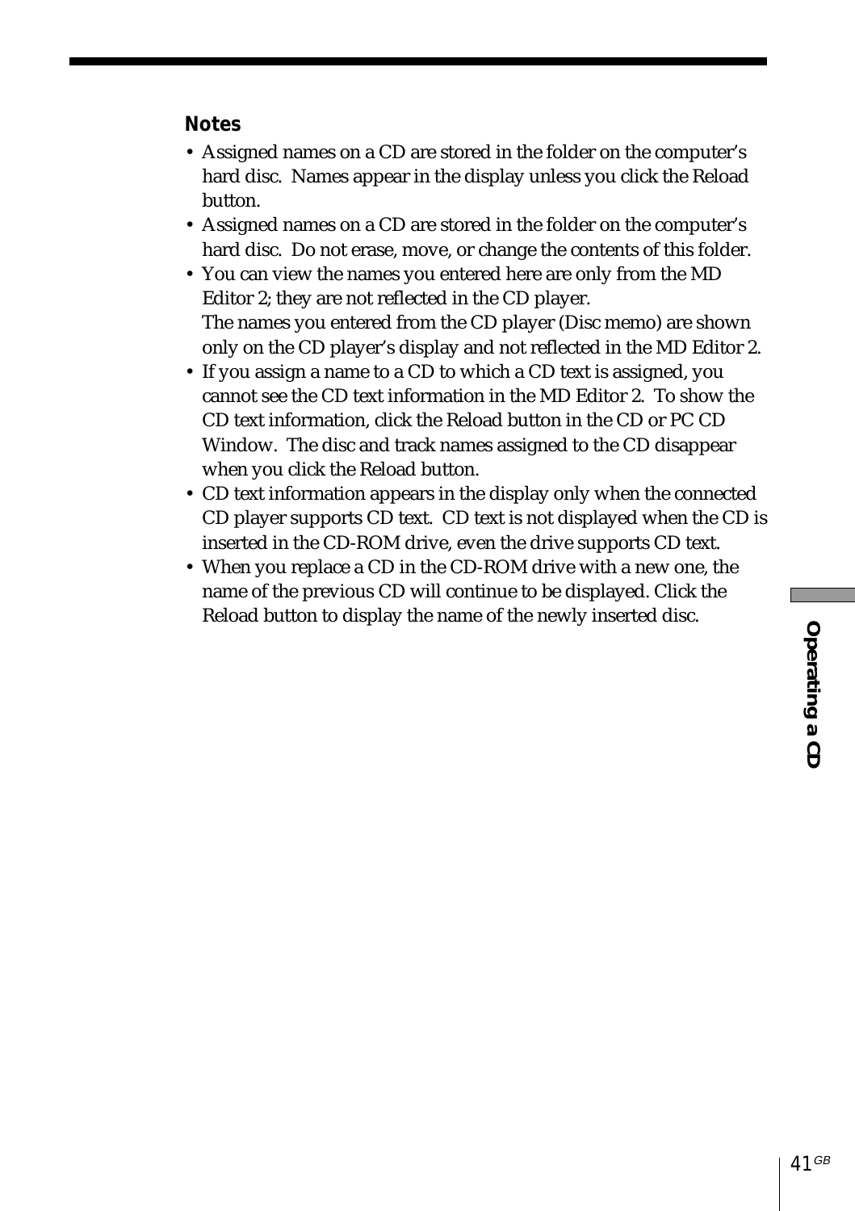**Notes**

- Assigned names on a CD are stored in the folder on the computer's hard disc. Names appear in the display unless you click the Reload button.
- Assigned names on a CD are stored in the folder on the computer's hard disc. Do not erase, move, or change the contents of this folder.
- You can view the names you entered here are only from the MD Editor 2; they are not reflected in the CD player.
  The names you entered from the CD player (Disc memo) are shown only on the CD player's display and not reflected in the MD Editor 2.
- If you assign a name to a CD to which a CD text is assigned, you cannot see the CD text information in the MD Editor 2. To show the CD text information, click the Reload button in the CD or PC CD Window. The disc and track names assigned to the CD disappear when you click the Reload button.
- CD text information appears in the display only when the connected CD player supports CD text. CD text is not displayed when the CD is inserted in the CD-ROM drive, even the drive supports CD text.
- When you replace a CD in the CD-ROM drive with a new one, the name of the previous CD will continue to be displayed. Click the Reload button to display the name of the newly inserted disc.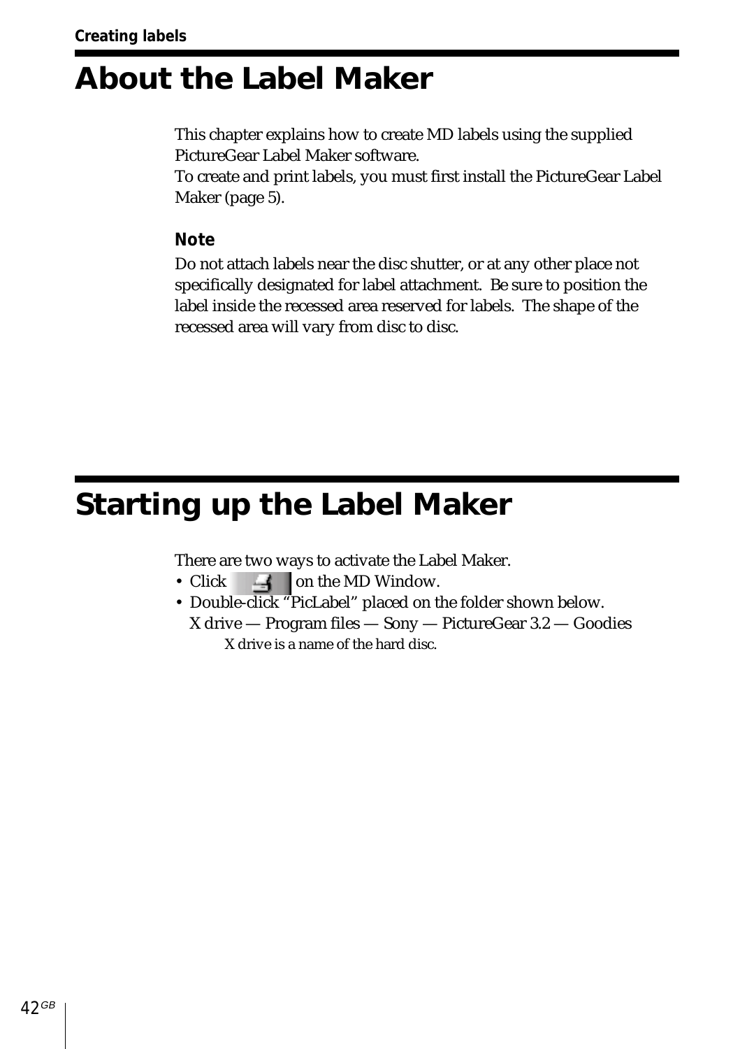# About the Label Maker

This chapter explains how to create MD labels using the supplied PictureGear Label Maker software.
To create and print labels, you must first install the PictureGear Label Maker (page 5).

**Note**

Do not attach labels near the disc shutter, or at any other place not specifically designated for label attachment. Be sure to position the label inside the recessed area reserved for labels. The shape of the recessed area will vary from disc to disc.

# Starting up the Label Maker

There are two ways to activate the Label Maker.

- Click on the MD Window.
- Double-click "PicLabel" placed on the folder shown below.
  X drive — Program files — Sony — PictureGear 3.2 — Goodies
  X drive is a name of the hard disc.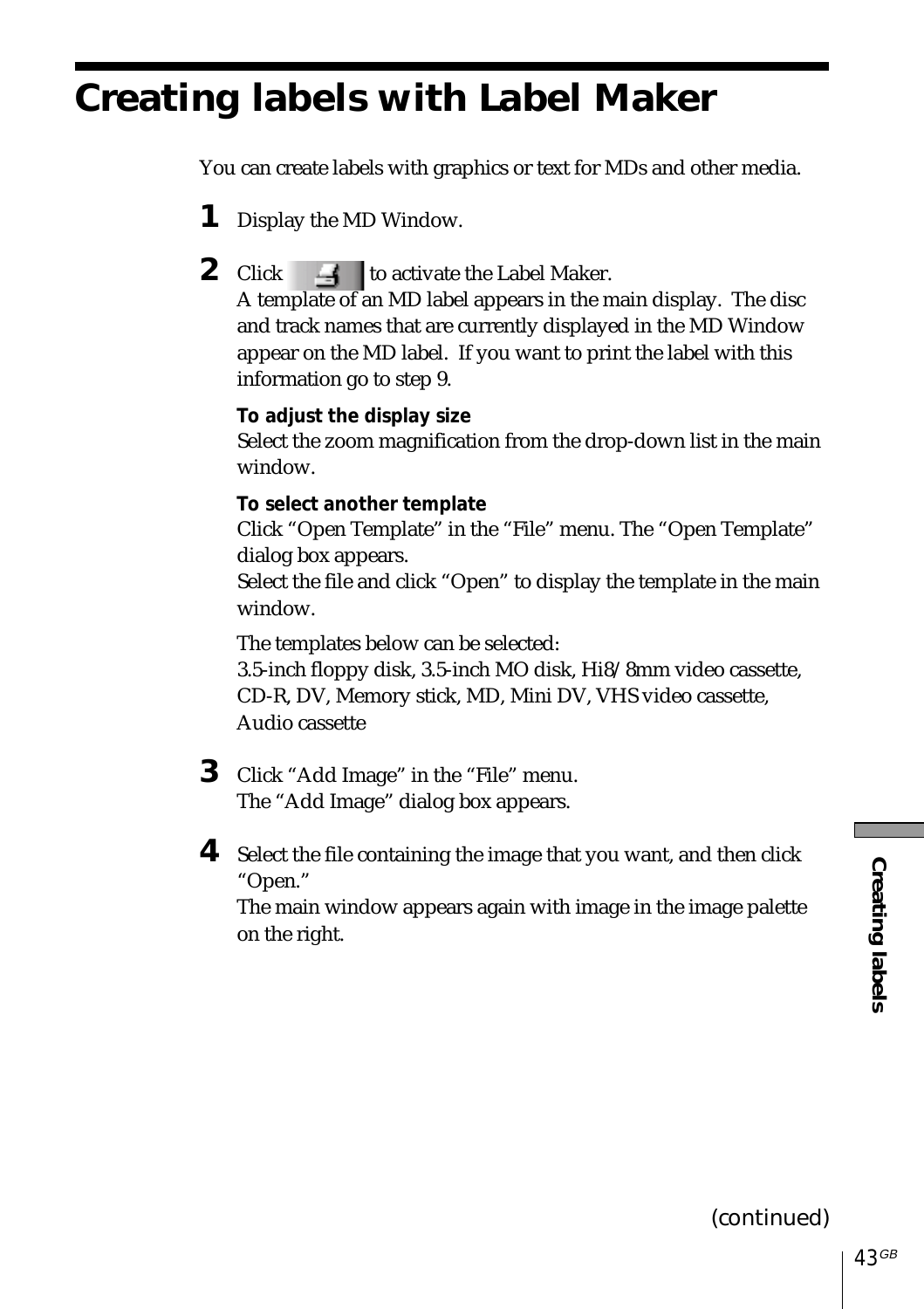# Creating labels with Label Maker

You can create labels with graphics or text for MDs and other media.

**1** Display the MD Window.

**2** Click  to activate the Label Maker.
A template of an MD label appears in the main display. The disc and track names that are currently displayed in the MD Window appear on the MD label. If you want to print the label with this information go to step 9.

**To adjust the display size**
Select the zoom magnification from the drop-down list in the main window.

**To select another template**
Click "Open Template" in the "File" menu. The "Open Template" dialog box appears.
Select the file and click "Open" to display the template in the main window.

The templates below can be selected:
3.5-inch floppy disk, 3.5-inch MO disk, Hi8/8mm video cassette, CD-R, DV, Memory stick, MD, Mini DV, VHS video cassette, Audio cassette

**3** Click "Add Image" in the "File" menu.
The "Add Image" dialog box appears.

**4** Select the file containing the image that you want, and then click "Open."
The main window appears again with image in the image palette on the right.

(continued)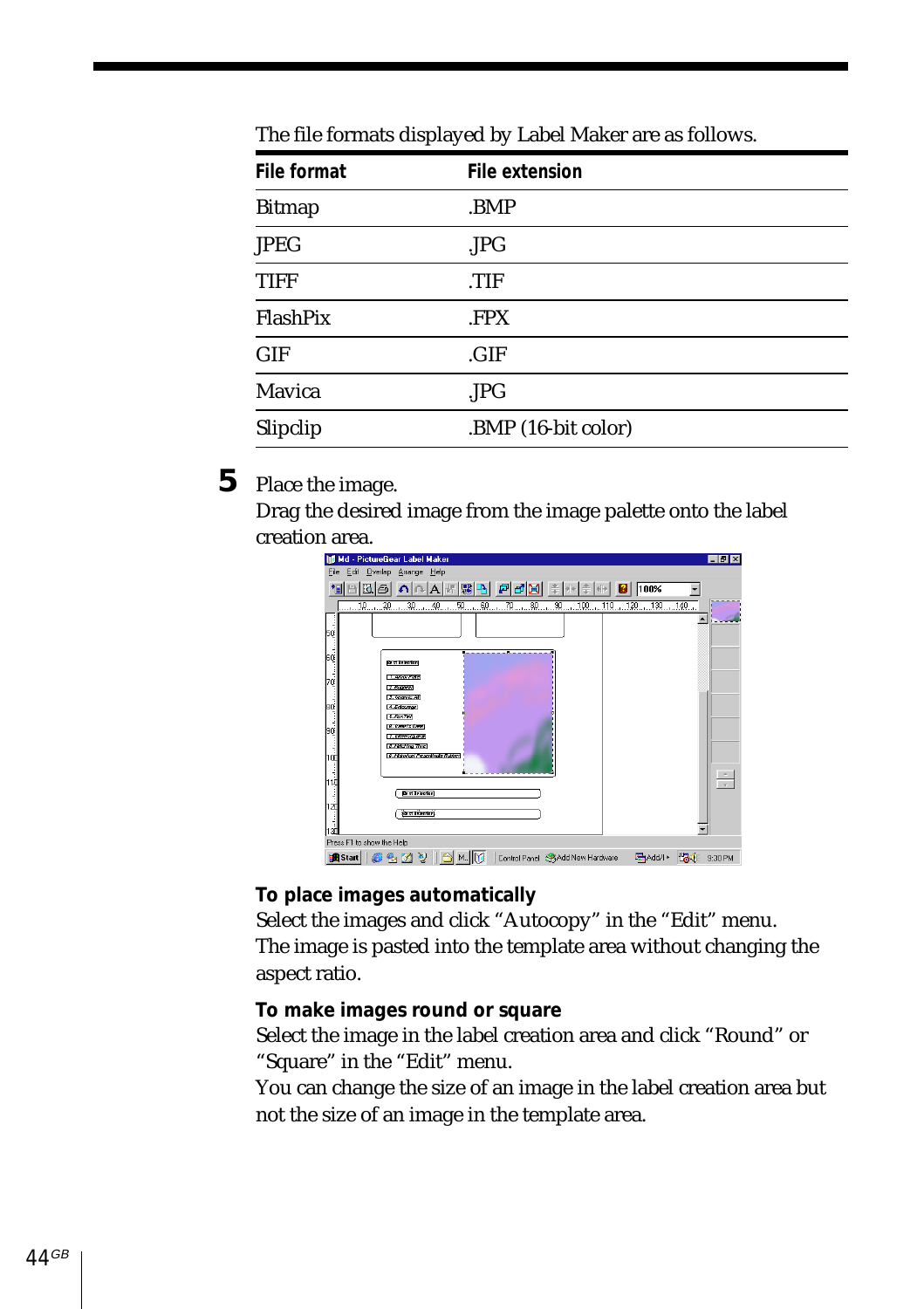The file formats displayed by Label Maker are as follows.

| File format | File extension |
|---|---|
| Bitmap | .BMP |
| JPEG | .JPG |
| TIFF | .TIF |
| FlashPix | .FPX |
| GIF | .GIF |
| Mavica | .JPG |
| Slipclip | .BMP (16-bit color) |

**5** Place the image.
Drag the desired image from the image palette onto the label creation area.

#### To place images automatically

Select the images and click “Autocopy” in the “Edit” menu.
The image is pasted into the template area without changing the aspect ratio.

#### To make images round or square

Select the image in the label creation area and click “Round” or “Square” in the “Edit” menu.
You can change the size of an image in the label creation area but not the size of an image in the template area.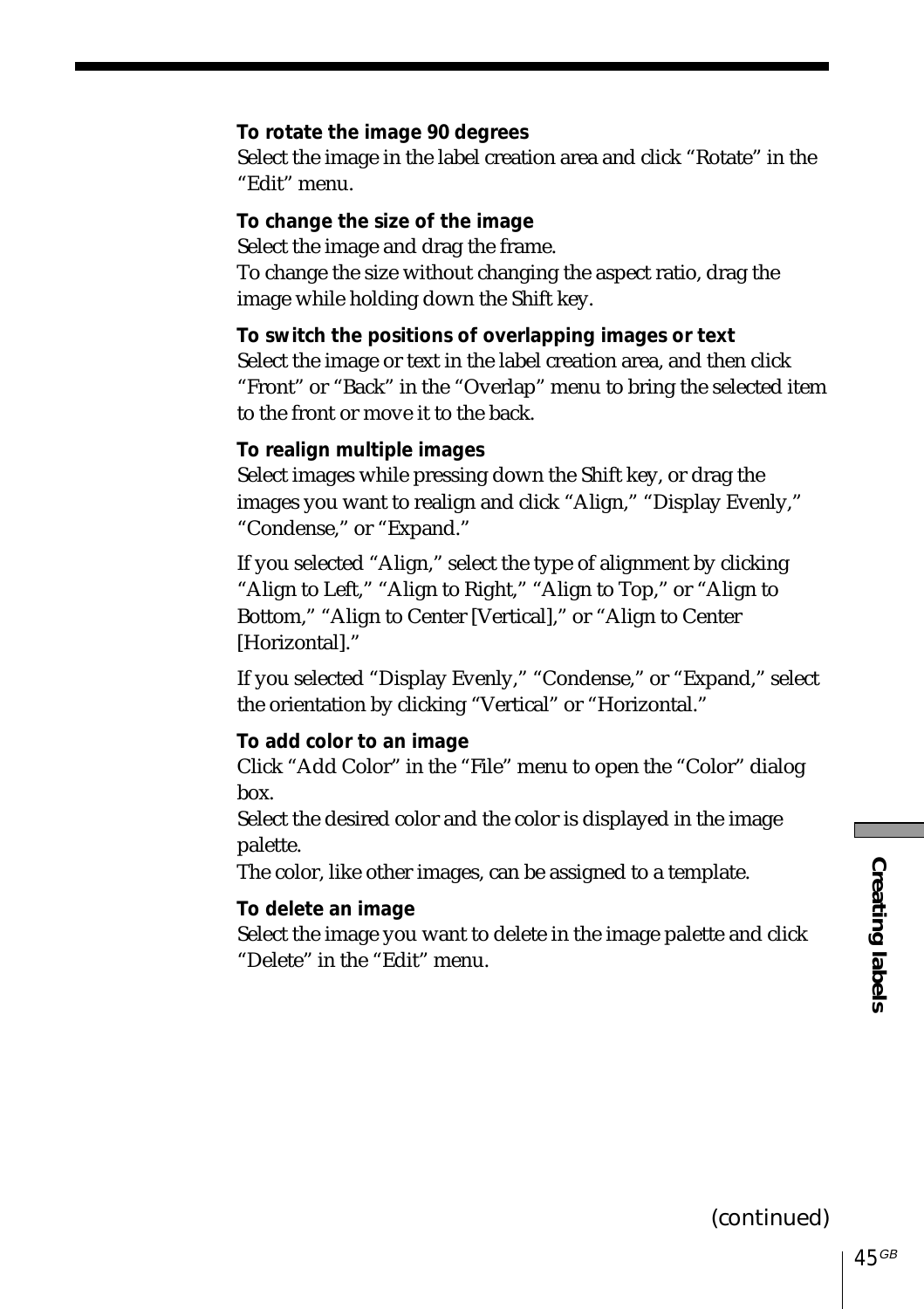**To rotate the image 90 degrees**

Select the image in the label creation area and click “Rotate” in the “Edit” menu.

**To change the size of the image**

Select the image and drag the frame.
To change the size without changing the aspect ratio, drag the image while holding down the Shift key.

**To switch the positions of overlapping images or text**

Select the image or text in the label creation area, and then click “Front” or “Back” in the “Overlap” menu to bring the selected item to the front or move it to the back.

**To realign multiple images**

Select images while pressing down the Shift key, or drag the images you want to realign and click “Align,” “Display Evenly,” “Condense,” or “Expand.”

If you selected “Align,” select the type of alignment by clicking “Align to Left,” “Align to Right,” “Align to Top,” or “Align to Bottom,” “Align to Center [Vertical],” or “Align to Center [Horizontal].”

If you selected “Display Evenly,” “Condense,” or “Expand,” select the orientation by clicking “Vertical” or “Horizontal.”

**To add color to an image**

Click “Add Color” in the “File” menu to open the “Color” dialog box.
Select the desired color and the color is displayed in the image palette.
The color, like other images, can be assigned to a template.

**To delete an image**

Select the image you want to delete in the image palette and click “Delete” in the “Edit” menu.

(continued)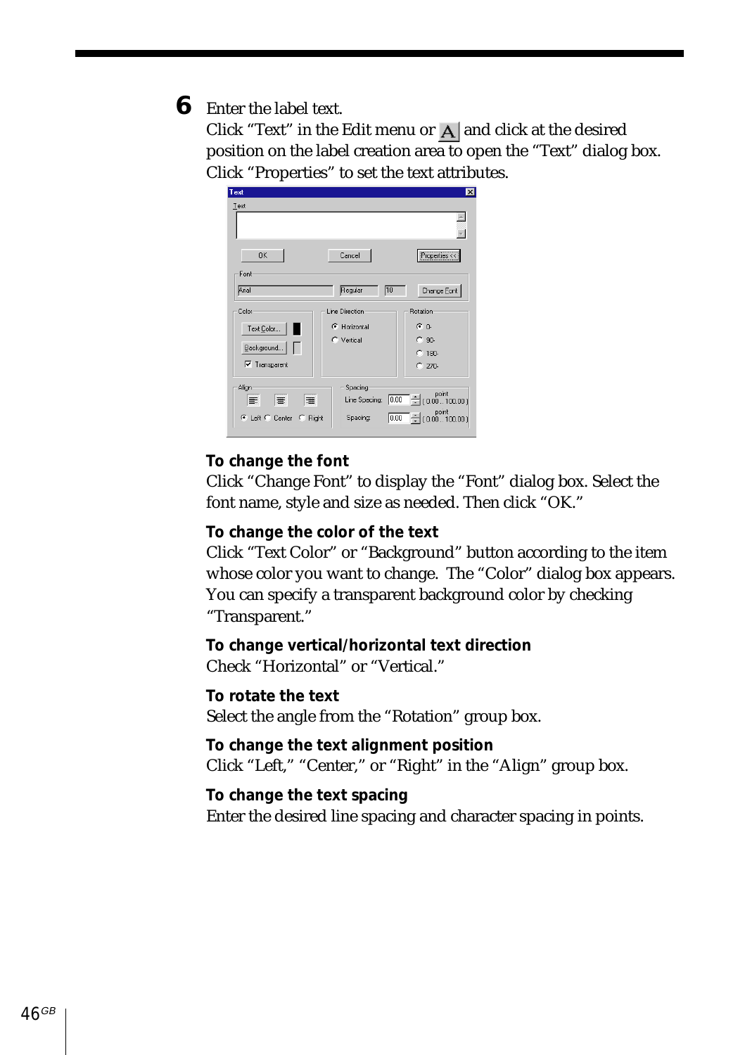6 Enter the label text.

Click “Text” in the Edit menu or A and click at the desired position on the label creation area to open the “Text” dialog box.
Click “Properties” to set the text attributes.

**To change the font**

Click “Change Font” to display the “Font” dialog box. Select the font name, style and size as needed. Then click “OK.”

**To change the color of the text**

Click “Text Color” or “Background” button according to the item whose color you want to change. The “Color” dialog box appears. You can specify a transparent background color by checking “Transparent.”

**To change vertical/horizontal text direction**

Check “Horizontal” or “Vertical.”

**To rotate the text**

Select the angle from the “Rotation” group box.

**To change the text alignment position**

Click “Left,” “Center,” or “Right” in the “Align” group box.

**To change the text spacing**

Enter the desired line spacing and character spacing in points.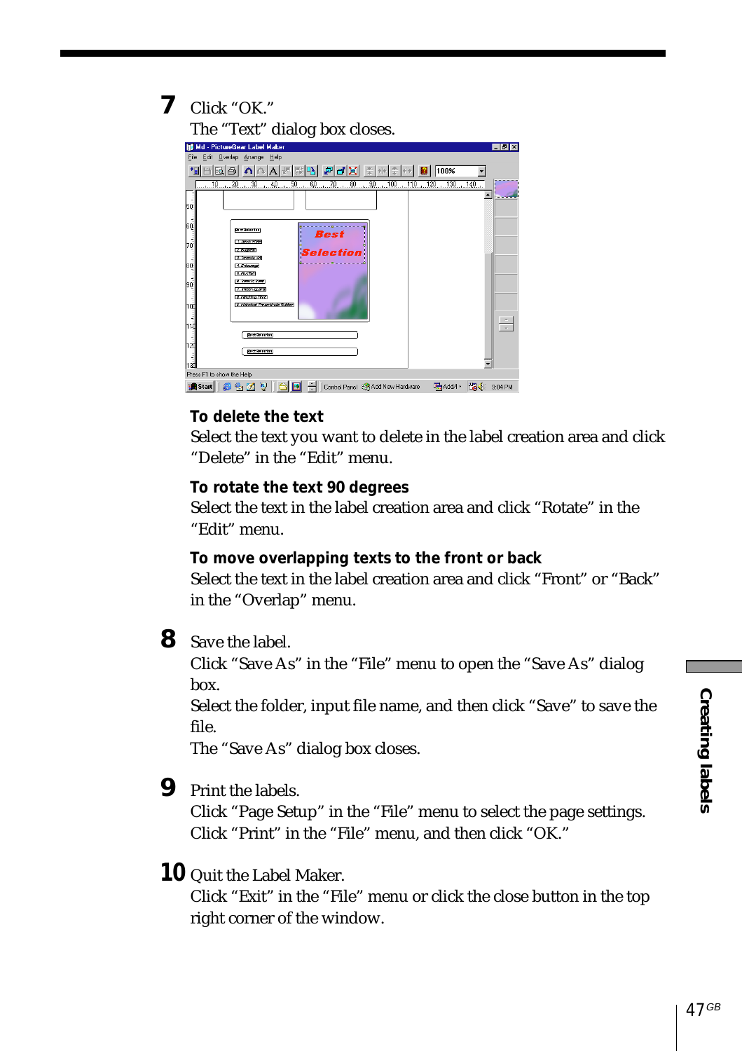**7** Click "OK."

The "Text" dialog box closes.

**To delete the text**

Select the text you want to delete in the label creation area and click "Delete" in the "Edit" menu.

**To rotate the text 90 degrees**

Select the text in the label creation area and click "Rotate" in the "Edit" menu.

**To move overlapping texts to the front or back**

Select the text in the label creation area and click "Front" or "Back" in the "Overlap" menu.

**8** Save the label.

Click "Save As" in the "File" menu to open the "Save As" dialog box.

Select the folder, input file name, and then click "Save" to save the file.

The "Save As" dialog box closes.

**9** Print the labels.

Click "Page Setup" in the "File" menu to select the page settings.

Click "Print" in the "File" menu, and then click "OK."

**10** Quit the Label Maker.

Click "Exit" in the "File" menu or click the close button in the top right corner of the window.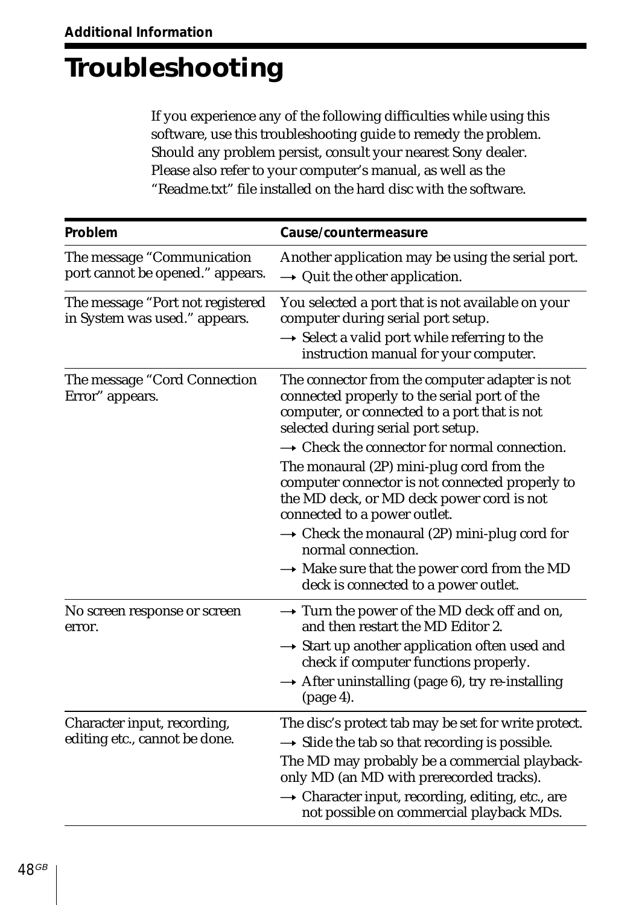# Troubleshooting

If you experience any of the following difficulties while using this software, use this troubleshooting guide to remedy the problem. Should any problem persist, consult your nearest Sony dealer. Please also refer to your computer's manual, as well as the "Readme.txt" file installed on the hard disc with the software.

| Problem | Cause/countermeasure |
| --- | --- |
| The message "Communication port cannot be opened." appears. | Another application may be using the serial port.<br>→ Quit the other application. |
| The message "Port not registered in System was used." appears. | You selected a port that is not available on your computer during serial port setup.<br>→ Select a valid port while referring to the instruction manual for your computer. |
| The message "Cord Connection Error" appears. | The connector from the computer adapter is not connected properly to the serial port of the computer, or connected to a port that is not selected during serial port setup.<br>→ Check the connector for normal connection.<br>The monaural (2P) mini-plug cord from the computer connector is not connected properly to the MD deck, or MD deck power cord is not connected to a power outlet.<br>→ Check the monaural (2P) mini-plug cord for normal connection.<br>→ Make sure that the power cord from the MD deck is connected to a power outlet. |
| No screen response or screen error. | → Turn the power of the MD deck off and on, and then restart the MD Editor 2.<br>→ Start up another application often used and check if computer functions properly.<br>→ After uninstalling (page 6), try re-installing (page 4). |
| Character input, recording, editing etc., cannot be done. | The disc's protect tab may be set for write protect.<br>→ Slide the tab so that recording is possible.<br>The MD may probably be a commercial playback-only MD (an MD with prerecorded tracks).<br>→ Character input, recording, editing, etc., are not possible on commercial playback MDs. |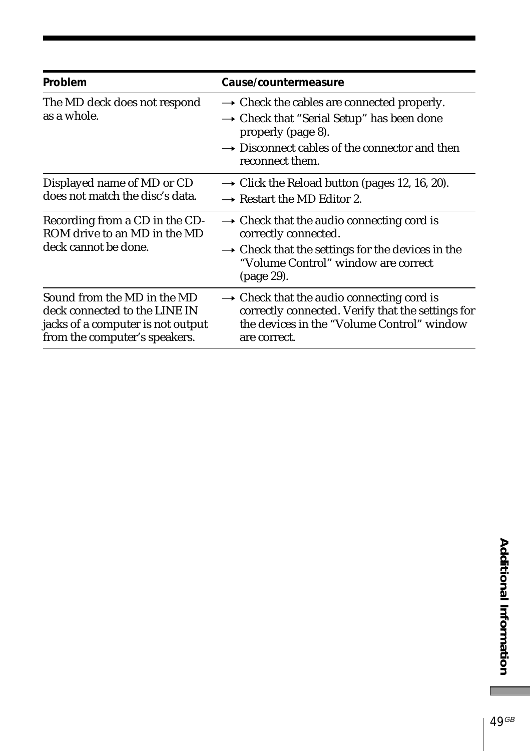| Problem | Cause/countermeasure |
|---|---|
| The MD deck does not respond as a whole. | → Check the cables are connected properly.<br>→ Check that “Serial Setup” has been done properly (page 8).<br>→ Disconnect cables of the connector and then reconnect them. |
| Displayed name of MD or CD does not match the disc’s data. | → Click the Reload button (pages 12, 16, 20).<br>→ Restart the MD Editor 2. |
| Recording from a CD in the CD-ROM drive to an MD in the MD deck cannot be done. | → Check that the audio connecting cord is correctly connected.<br>→ Check that the settings for the devices in the “Volume Control” window are correct (page 29). |
| Sound from the MD in the MD deck connected to the LINE IN jacks of a computer is not output from the computer’s speakers. | → Check that the audio connecting cord is correctly connected. Verify that the settings for the devices in the “Volume Control” window are correct. |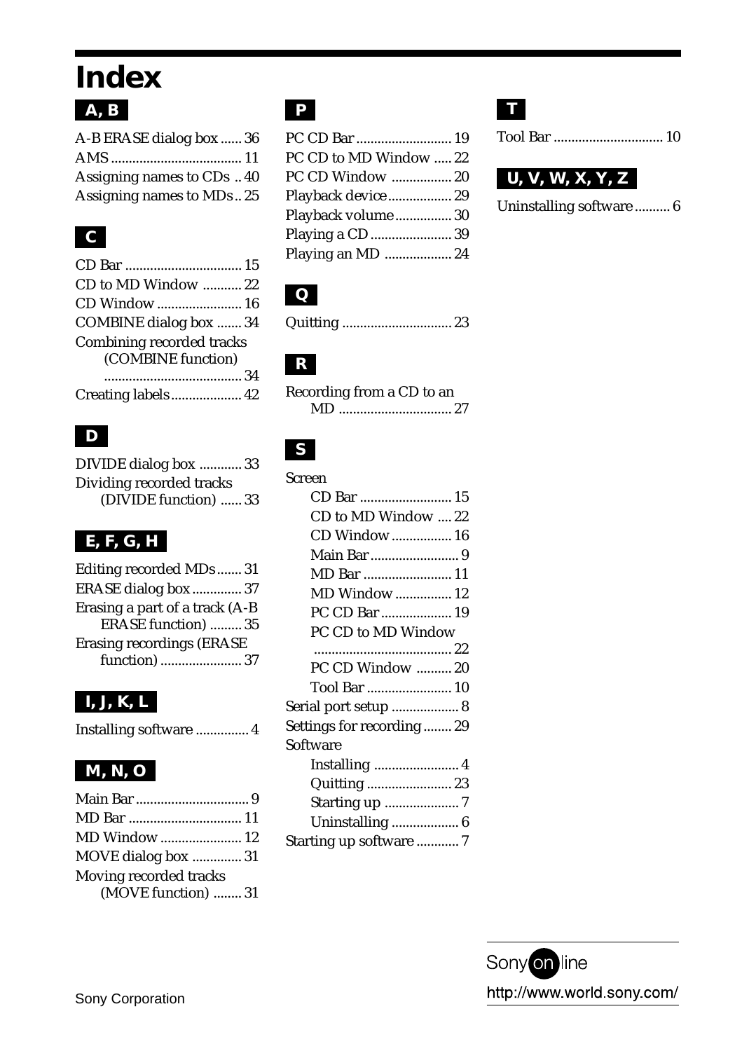# Index

## A, B

A-B ERASE dialog box ...... 36
AMS ..................................... 11
Assigning names to CDs .. 40
Assigning names to MDs .. 25

## C

CD Bar ................................. 15
CD to MD Window ........... 22
CD Window ........................ 16
COMBINE dialog box ....... 34
Combining recorded tracks (COMBINE function) ....................................... 34
Creating labels .................... 42

## D

DIVIDE dialog box ............ 33
Dividing recorded tracks (DIVIDE function) ...... 33

## E, F, G, H

Editing recorded MDs ....... 31
ERASE dialog box .............. 37
Erasing a part of a track (A-B ERASE function) ......... 35
Erasing recordings (ERASE function) ....................... 37

## I, J, K, L

Installing software ............... 4

## M, N, O

Main Bar ................................ 9
MD Bar ................................ 11
MD Window ....................... 12
MOVE dialog box .............. 31
Moving recorded tracks (MOVE function) ........ 31

## P

PC CD Bar ........................... 19
PC CD to MD Window ..... 22
PC CD Window ................. 20
Playback device .................. 29
Playback volume ................ 30
Playing a CD ....................... 39
Playing an MD .................. 24

## Q

Quitting ............................... 23

## R

Recording from a CD to an MD ................................ 27

## S

Screen
- CD Bar .......................... 15
- CD to MD Window .... 22
- CD Window ................. 16
- Main Bar ......................... 9
- MD Bar ......................... 11
- MD Window ................ 12
- PC CD Bar .................... 19
- PC CD to MD Window ....................................... 22
- PC CD Window .......... 20
- Tool Bar ........................ 10

Serial port setup ................... 8
Settings for recording ........ 29
Software
- Installing ........................ 4
- Quitting ........................ 23
- Starting up ..................... 7
- Uninstalling ................... 6

Starting up software ............ 7

## T

Tool Bar ............................... 10

## U, V, W, X, Y, Z

Uninstalling software .......... 6

Sony Corporation

Sony online
http://www.world.sony.com/